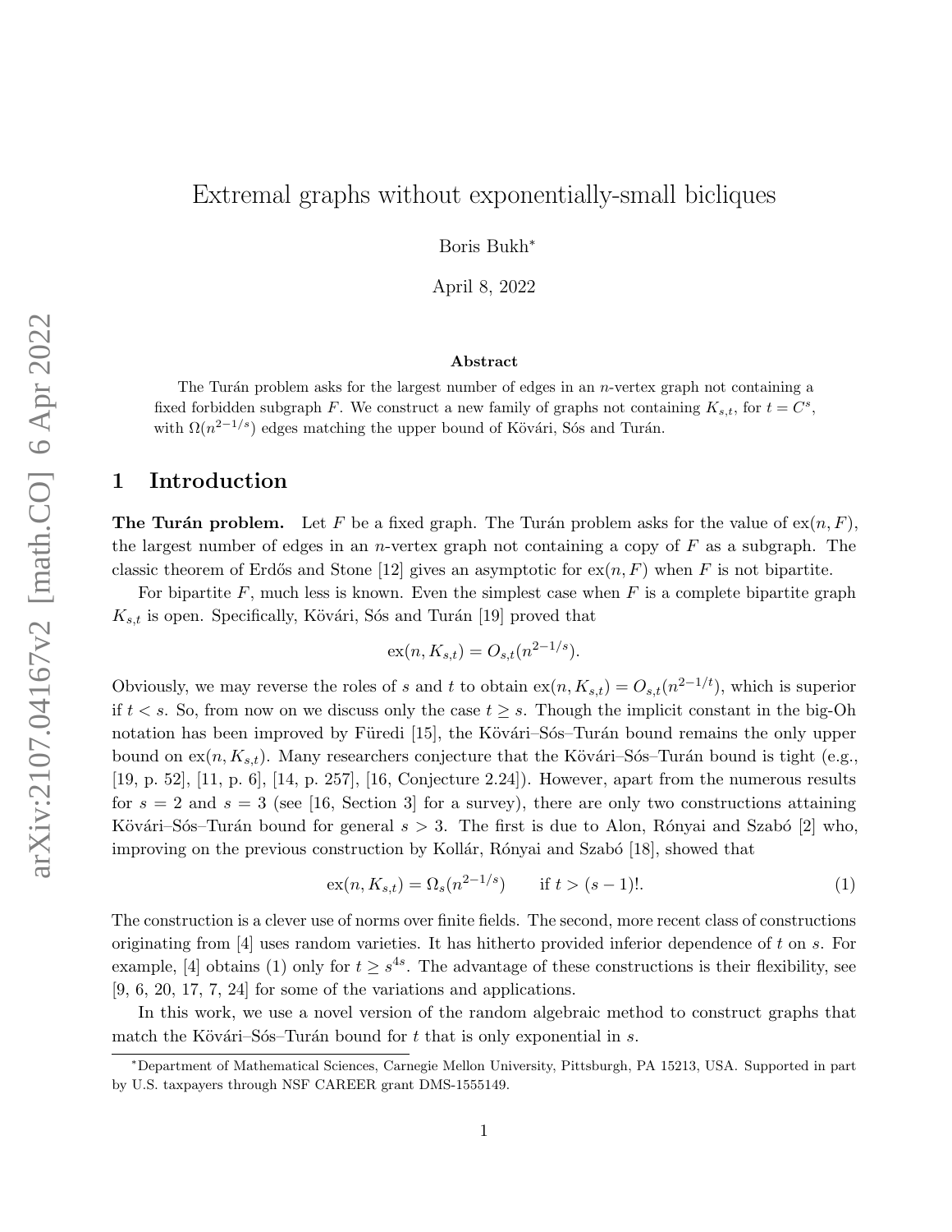# Extremal graphs without exponentially-small bicliques

Boris Bukh*

April 8, 2022

### Abstract

The Turán problem asks for the largest number of edges in an $n$-vertex graph not containing a fixed forbidden subgraph $F$. We construct a new family of graphs not containing $K_{s,t}$, for $t = C^s$, with $\Omega(n^{2-1/s})$ edges matching the upper bound of Kövári, Sós and Turán.

## 1 Introduction

**The Turán problem.** Let $F$ be a fixed graph. The Turán problem asks for the value of $\operatorname{ex}(n, F)$, the largest number of edges in an $n$-vertex graph not containing a copy of $F$ as a subgraph. The classic theorem of Erdős and Stone [12] gives an asymptotic for $\operatorname{ex}(n, F)$ when $F$ is not bipartite.

For bipartite $F$, much less is known. Even the simplest case when $F$ is a complete bipartite graph $K_{s,t}$ is open. Specifically, Kövári, Sós and Turán [19] proved that

$$\operatorname{ex}(n, K_{s,t}) = O_{s,t}(n^{2-1/s}).$$

Obviously, we may reverse the roles of $s$ and $t$ to obtain $\operatorname{ex}(n, K_{s,t}) = O_{s,t}(n^{2-1/t})$, which is superior if $t < s$. So, from now on we discuss only the case $t \geq s$. Though the implicit constant in the big-Oh notation has been improved by Füredi [15], the Kövári–Sós–Turán bound remains the only upper bound on $\operatorname{ex}(n, K_{s,t})$. Many researchers conjecture that the Kövári–Sós–Turán bound is tight (e.g., [19, p. 52], [11, p. 6], [14, p. 257], [16, Conjecture 2.24]). However, apart from the numerous results for $s = 2$ and $s = 3$ (see [16, Section 3] for a survey), there are only two constructions attaining Kövári–Sós–Turán bound for general $s > 3$. The first is due to Alon, Rónyai and Szabó [2] who, improving on the previous construction by Kollár, Rónyai and Szabó [18], showed that

$$\operatorname{ex}(n, K_{s,t}) = \Omega_s(n^{2-1/s}) \qquad \text{if } t > (s-1)!. \tag{1}$$

The construction is a clever use of norms over finite fields. The second, more recent class of constructions originating from [4] uses random varieties. It has hitherto provided inferior dependence of $t$ on $s$. For example, [4] obtains (1) only for $t \geq s^{4s}$. The advantage of these constructions is their flexibility, see [9, 6, 20, 17, 7, 24] for some of the variations and applications.

In this work, we use a novel version of the random algebraic method to construct graphs that match the Kövári–Sós–Turán bound for $t$ that is only exponential in $s$.

*Department of Mathematical Sciences, Carnegie Mellon University, Pittsburgh, PA 15213, USA. Supported in part by U.S. taxpayers through NSF CAREER grant DMS-1555149.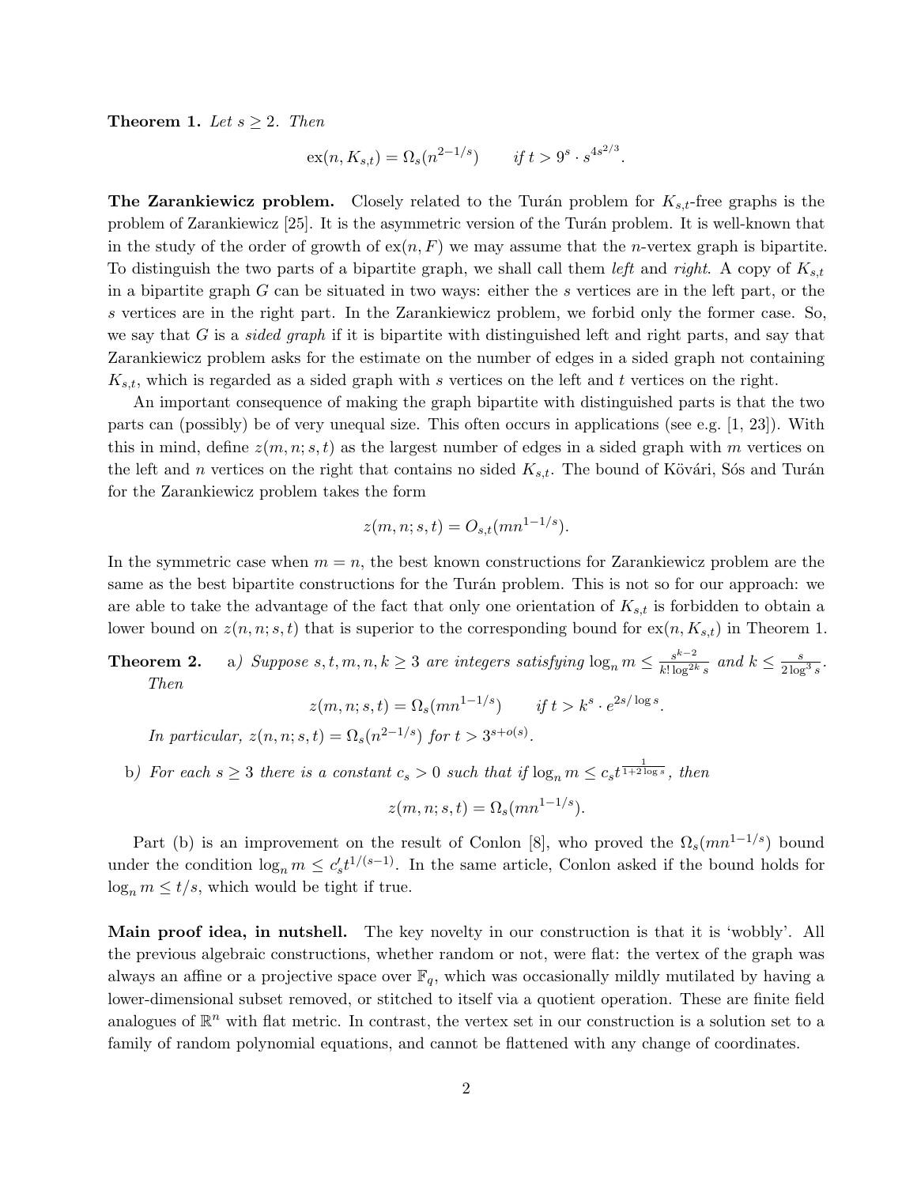**Theorem 1.** *Let $s \geq 2$. Then*

$$\text{ex}(n, K_{s,t}) = \Omega_s(n^{2-1/s}) \qquad \textit{if } t > 9^s \cdot s^{4s^{2/3}}.$$

**The Zarankiewicz problem.** Closely related to the Turán problem for $K_{s,t}$-free graphs is the problem of Zarankiewicz [25]. It is the asymmetric version of the Turán problem. It is well-known that in the study of the order of growth of $\text{ex}(n, F)$ we may assume that the $n$-vertex graph is bipartite. To distinguish the two parts of a bipartite graph, we shall call them *left* and *right*. A copy of $K_{s,t}$ in a bipartite graph $G$ can be situated in two ways: either the $s$ vertices are in the left part, or the $s$ vertices are in the right part. In the Zarankiewicz problem, we forbid only the former case. So, we say that $G$ is a *sided graph* if it is bipartite with distinguished left and right parts, and say that Zarankiewicz problem asks for the estimate on the number of edges in a sided graph not containing $K_{s,t}$, which is regarded as a sided graph with $s$ vertices on the left and $t$ vertices on the right.

An important consequence of making the graph bipartite with distinguished parts is that the two parts can (possibly) be of very unequal size. This often occurs in applications (see e.g. [1, 23]). With this in mind, define $z(m, n; s, t)$ as the largest number of edges in a sided graph with $m$ vertices on the left and $n$ vertices on the right that contains no sided $K_{s,t}$. The bound of Kövári, Sós and Turán for the Zarankiewicz problem takes the form

$$z(m, n; s, t) = O_{s,t}(mn^{1-1/s}).$$

In the symmetric case when $m = n$, the best known constructions for Zarankiewicz problem are the same as the best bipartite constructions for the Turán problem. This is not so for our approach: we are able to take the advantage of the fact that only one orientation of $K_{s,t}$ is forbidden to obtain a lower bound on $z(n, n; s, t)$ that is superior to the corresponding bound for $\text{ex}(n, K_{s,t})$ in Theorem 1.

**Theorem 2.** a) *Suppose $s, t, m, n, k \geq 3$ are integers satisfying $\log_n m \leq \frac{s^{k-2}}{k! \log^{2k} s}$ and $k \leq \frac{s}{2 \log^3 s}$. Then*

$$z(m, n; s, t) = \Omega_s(mn^{1-1/s}) \qquad \textit{if } t > k^s \cdot e^{2s/\log s}.$$

*In particular, $z(n, n; s, t) = \Omega_s(n^{2-1/s})$ for $t > 3^{s+o(s)}$.*

b) *For each $s \geq 3$ there is a constant $c_s > 0$ such that if $\log_n m \leq c_s t^{\frac{1}{1+2\log s}}$, then*

$$z(m, n; s, t) = \Omega_s(mn^{1-1/s}).$$

Part (b) is an improvement on the result of Conlon [8], who proved the $\Omega_s(mn^{1-1/s})$ bound under the condition $\log_n m \leq c_s' t^{1/(s-1)}$. In the same article, Conlon asked if the bound holds for $\log_n m \leq t/s$, which would be tight if true.

**Main proof idea, in nutshell.** The key novelty in our construction is that it is 'wobbly'. All the previous algebraic constructions, whether random or not, were flat: the vertex of the graph was always an affine or a projective space over $\mathbb{F}_q$, which was occasionally mildly mutilated by having a lower-dimensional subset removed, or stitched to itself via a quotient operation. These are finite field analogues of $\mathbb{R}^n$ with flat metric. In contrast, the vertex set in our construction is a solution set to a family of random polynomial equations, and cannot be flattened with any change of coordinates.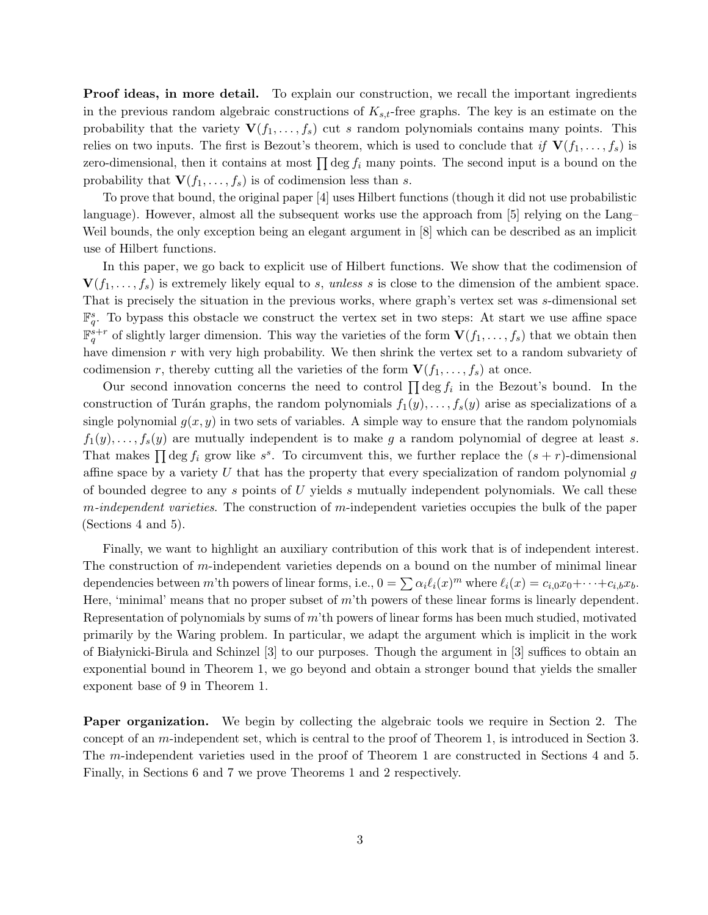**Proof ideas, in more detail.** To explain our construction, we recall the important ingredients in the previous random algebraic constructions of $K_{s,t}$-free graphs. The key is an estimate on the probability that the variety $\mathbf{V}(f_1, \ldots, f_s)$ cut $s$ random polynomials contains many points. This relies on two inputs. The first is Bezout's theorem, which is used to conclude that *if* $\mathbf{V}(f_1, \ldots, f_s)$ is zero-dimensional, then it contains at most $\prod \deg f_i$ many points. The second input is a bound on the probability that $\mathbf{V}(f_1, \ldots, f_s)$ is of codimension less than $s$.

To prove that bound, the original paper [4] uses Hilbert functions (though it did not use probabilistic language). However, almost all the subsequent works use the approach from [5] relying on the Lang–Weil bounds, the only exception being an elegant argument in [8] which can be described as an implicit use of Hilbert functions.

In this paper, we go back to explicit use of Hilbert functions. We show that the codimension of $\mathbf{V}(f_1, \ldots, f_s)$ is extremely likely equal to $s$, *unless* $s$ is close to the dimension of the ambient space. That is precisely the situation in the previous works, where graph's vertex set was $s$-dimensional set $\mathbb{F}_q^s$. To bypass this obstacle we construct the vertex set in two steps: At start we use affine space $\mathbb{F}_q^{s+r}$ of slightly larger dimension. This way the varieties of the form $\mathbf{V}(f_1, \ldots, f_s)$ that we obtain then have dimension $r$ with very high probability. We then shrink the vertex set to a random subvariety of codimension $r$, thereby cutting all the varieties of the form $\mathbf{V}(f_1, \ldots, f_s)$ at once.

Our second innovation concerns the need to control $\prod \deg f_i$ in the Bezout's bound. In the construction of Turán graphs, the random polynomials $f_1(y), \ldots, f_s(y)$ arise as specializations of a single polynomial $g(x, y)$ in two sets of variables. A simple way to ensure that the random polynomials $f_1(y), \ldots, f_s(y)$ are mutually independent is to make $g$ a random polynomial of degree at least $s$. That makes $\prod \deg f_i$ grow like $s^s$. To circumvent this, we further replace the $(s + r)$-dimensional affine space by a variety $U$ that has the property that every specialization of random polynomial $g$ of bounded degree to any $s$ points of $U$ yields $s$ mutually independent polynomials. We call these *$m$-independent varieties*. The construction of $m$-independent varieties occupies the bulk of the paper (Sections 4 and 5).

Finally, we want to highlight an auxiliary contribution of this work that is of independent interest. The construction of $m$-independent varieties depends on a bound on the number of minimal linear dependencies between $m$'th powers of linear forms, i.e., $0 = \sum \alpha_i \ell_i(x)^m$ where $\ell_i(x) = c_{i,0}x_0 + \cdots + c_{i,b}x_b$. Here, 'minimal' means that no proper subset of $m$'th powers of these linear forms is linearly dependent. Representation of polynomials by sums of $m$'th powers of linear forms has been much studied, motivated primarily by the Waring problem. In particular, we adapt the argument which is implicit in the work of Białynicki-Birula and Schinzel [3] to our purposes. Though the argument in [3] suffices to obtain an exponential bound in Theorem 1, we go beyond and obtain a stronger bound that yields the smaller exponent base of 9 in Theorem 1.

**Paper organization.** We begin by collecting the algebraic tools we require in Section 2. The concept of an $m$-independent set, which is central to the proof of Theorem 1, is introduced in Section 3. The $m$-independent varieties used in the proof of Theorem 1 are constructed in Sections 4 and 5. Finally, in Sections 6 and 7 we prove Theorems 1 and 2 respectively.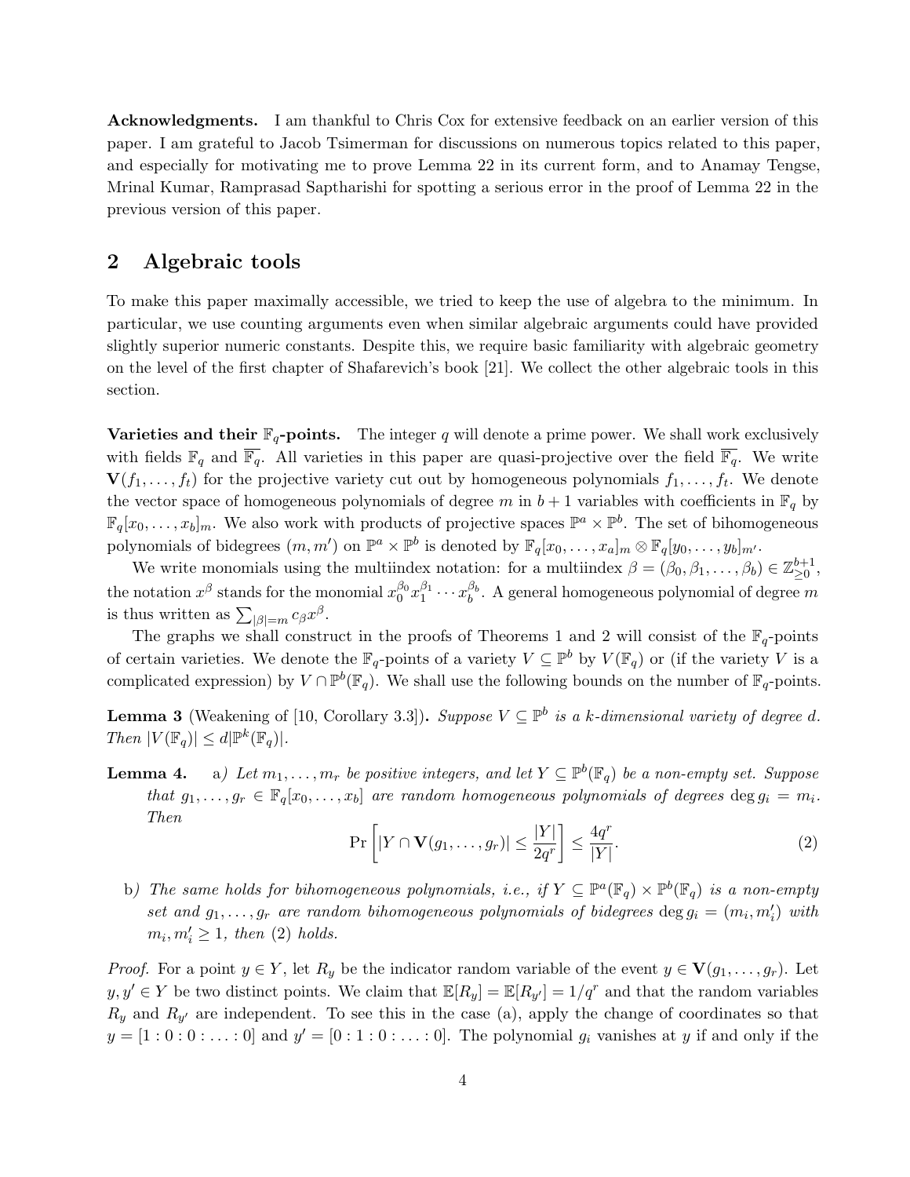**Acknowledgments.** I am thankful to Chris Cox for extensive feedback on an earlier version of this paper. I am grateful to Jacob Tsimerman for discussions on numerous topics related to this paper, and especially for motivating me to prove Lemma 22 in its current form, and to Anamay Tengse, Mrinal Kumar, Ramprasad Saptharishi for spotting a serious error in the proof of Lemma 22 in the previous version of this paper.

## 2 Algebraic tools

To make this paper maximally accessible, we tried to keep the use of algebra to the minimum. In particular, we use counting arguments even when similar algebraic arguments could have provided slightly superior numeric constants. Despite this, we require basic familiarity with algebraic geometry on the level of the first chapter of Shafarevich's book [21]. We collect the other algebraic tools in this section.

**Varieties and their $\mathbb{F}_q$-points.** The integer $q$ will denote a prime power. We shall work exclusively with fields $\mathbb{F}_q$ and $\overline{\mathbb{F}_q}$. All varieties in this paper are quasi-projective over the field $\overline{\mathbb{F}_q}$. We write $\mathbf{V}(f_1, \dots, f_t)$ for the projective variety cut out by homogeneous polynomials $f_1, \dots, f_t$. We denote the vector space of homogeneous polynomials of degree $m$ in $b+1$ variables with coefficients in $\mathbb{F}_q$ by $\mathbb{F}_q[x_0, \dots, x_b]_m$. We also work with products of projective spaces $\mathbb{P}^a \times \mathbb{P}^b$. The set of bihomogeneous polynomials of bidegrees $(m, m')$ on $\mathbb{P}^a \times \mathbb{P}^b$ is denoted by $\mathbb{F}_q[x_0, \dots, x_a]_m \otimes \mathbb{F}_q[y_0, \dots, y_b]_{m'}$.

We write monomials using the multiindex notation: for a multiindex $\beta = (\beta_0, \beta_1, \dots, \beta_b) \in \mathbb{Z}_{\geq 0}^{b+1}$, the notation $x^\beta$ stands for the monomial $x_0^{\beta_0} x_1^{\beta_1} \cdots x_b^{\beta_b}$. A general homogeneous polynomial of degree $m$ is thus written as $\sum_{|\beta|=m} c_\beta x^\beta$.

The graphs we shall construct in the proofs of Theorems 1 and 2 will consist of the $\mathbb{F}_q$-points of certain varieties. We denote the $\mathbb{F}_q$-points of a variety $V \subseteq \mathbb{P}^b$ by $V(\mathbb{F}_q)$ or (if the variety $V$ is a complicated expression) by $V \cap \mathbb{P}^b(\mathbb{F}_q)$. We shall use the following bounds on the number of $\mathbb{F}_q$-points.

**Lemma 3** (Weakening of [10, Corollary 3.3])**.** *Suppose $V \subseteq \mathbb{P}^b$ is a $k$-dimensional variety of degree $d$. Then $|V(\mathbb{F}_q)| \leq d|\mathbb{P}^k(\mathbb{F}_q)|$.*

**Lemma 4.** a) *Let $m_1, \dots, m_r$ be positive integers, and let $Y \subseteq \mathbb{P}^b(\mathbb{F}_q)$ be a non-empty set. Suppose that $g_1, \dots, g_r \in \mathbb{F}_q[x_0, \dots, x_b]$ are random homogeneous polynomials of degrees $\deg g_i = m_i$. Then*

$$\Pr\left[|Y \cap \mathbf{V}(g_1, \dots, g_r)| \leq \frac{|Y|}{2q^r}\right] \leq \frac{4q^r}{|Y|}. \tag{2}$$

b) *The same holds for bihomogeneous polynomials, i.e., if $Y \subseteq \mathbb{P}^a(\mathbb{F}_q) \times \mathbb{P}^b(\mathbb{F}_q)$ is a non-empty set and $g_1, \dots, g_r$ are random bihomogeneous polynomials of bidegrees $\deg g_i = (m_i, m_i')$ with $m_i, m_i' \geq 1$, then (2) holds.*

*Proof.* For a point $y \in Y$, let $R_y$ be the indicator random variable of the event $y \in \mathbf{V}(g_1, \dots, g_r)$. Let $y, y' \in Y$ be two distinct points. We claim that $\mathbb{E}[R_y] = \mathbb{E}[R_{y'}] = 1/q^r$ and that the random variables $R_y$ and $R_{y'}$ are independent. To see this in the case (a), apply the change of coordinates so that $y = [1 : 0 : 0 : \dots : 0]$ and $y' = [0 : 1 : 0 : \dots : 0]$. The polynomial $g_i$ vanishes at $y$ if and only if the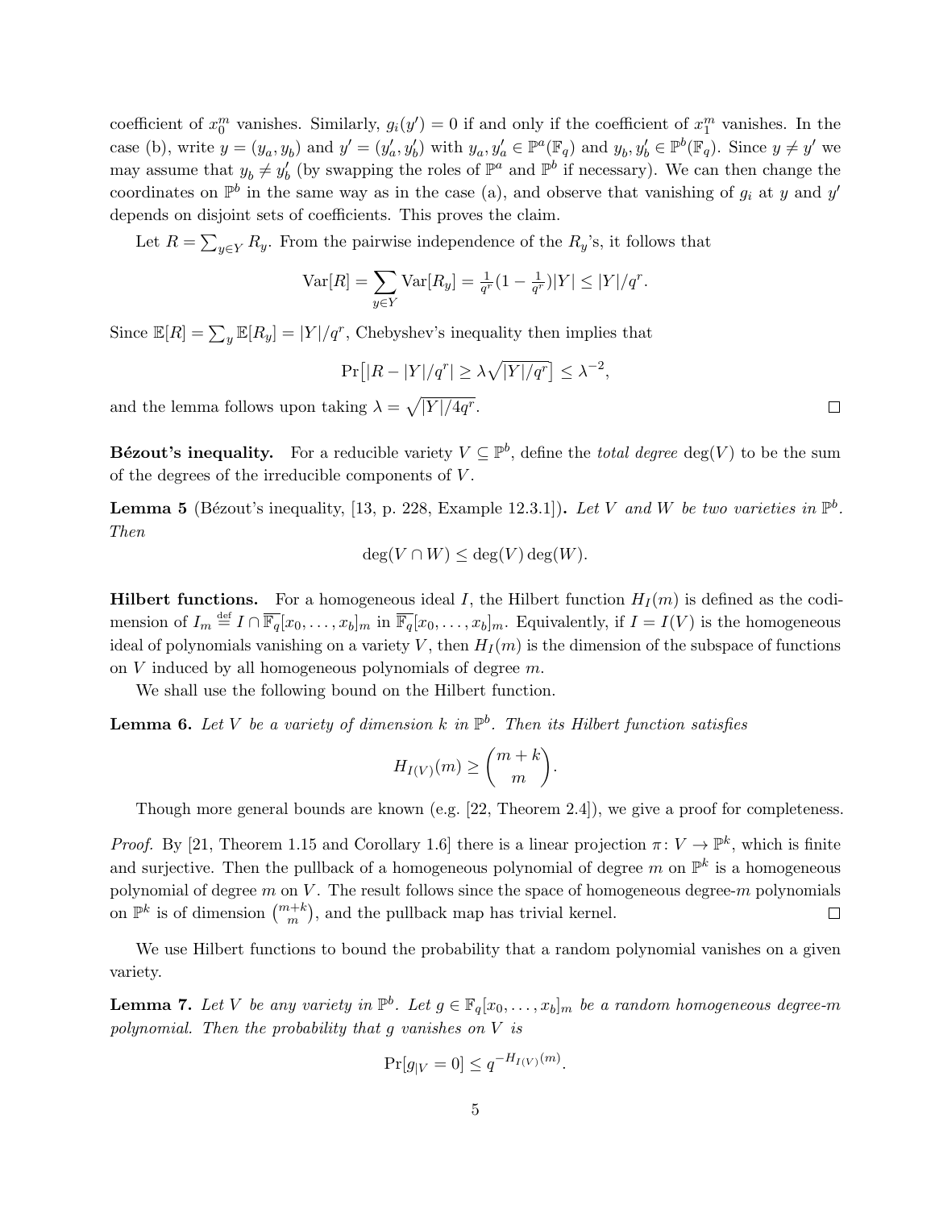coefficient of $x_0^m$ vanishes. Similarly, $g_i(y') = 0$ if and only if the coefficient of $x_1^m$ vanishes. In the case (b), write $y = (y_a, y_b)$ and $y' = (y'_a, y'_b)$ with $y_a, y'_a \in \mathbb{P}^a(\mathbb{F}_q)$ and $y_b, y'_b \in \mathbb{P}^b(\mathbb{F}_q)$. Since $y \neq y'$ we may assume that $y_b \neq y'_b$ (by swapping the roles of $\mathbb{P}^a$ and $\mathbb{P}^b$ if necessary). We can then change the coordinates on $\mathbb{P}^b$ in the same way as in the case (a), and observe that vanishing of $g_i$ at $y$ and $y'$ depends on disjoint sets of coefficients. This proves the claim.

Let $R = \sum_{y \in Y} R_y$. From the pairwise independence of the $R_y$'s, it follows that

$$\mathrm{Var}[R] = \sum_{y \in Y} \mathrm{Var}[R_y] = \tfrac{1}{q^r}(1 - \tfrac{1}{q^r})|Y| \leq |Y|/q^r.$$

Since $\mathbb{E}[R] = \sum_y \mathbb{E}[R_y] = |Y|/q^r$, Chebyshev's inequality then implies that

$$\Pr\big[|R - |Y|/q^r| \geq \lambda\sqrt{|Y|/q^r}\big] \leq \lambda^{-2},$$

and the lemma follows upon taking $\lambda = \sqrt{|Y|/4q^r}$. $\square$

**Bézout's inequality.** For a reducible variety $V \subseteq \mathbb{P}^b$, define the *total degree* $\deg(V)$ to be the sum of the degrees of the irreducible components of $V$.

**Lemma 5** (Bézout's inequality, [13, p. 228, Example 12.3.1])**.** *Let $V$ and $W$ be two varieties in $\mathbb{P}^b$. Then*

$$\deg(V \cap W) \leq \deg(V)\deg(W).$$

**Hilbert functions.** For a homogeneous ideal $I$, the Hilbert function $H_I(m)$ is defined as the codimension of $I_m \stackrel{\text{def}}{=} I \cap \overline{\mathbb{F}_q}[x_0, \ldots, x_b]_m$ in $\overline{\mathbb{F}_q}[x_0, \ldots, x_b]_m$. Equivalently, if $I = I(V)$ is the homogeneous ideal of polynomials vanishing on a variety $V$, then $H_I(m)$ is the dimension of the subspace of functions on $V$ induced by all homogeneous polynomials of degree $m$.

We shall use the following bound on the Hilbert function.

**Lemma 6.** *Let $V$ be a variety of dimension $k$ in $\mathbb{P}^b$. Then its Hilbert function satisfies*

$$H_{I(V)}(m) \geq \binom{m+k}{m}.$$

Though more general bounds are known (e.g. [22, Theorem 2.4]), we give a proof for completeness.

*Proof.* By [21, Theorem 1.15 and Corollary 1.6] there is a linear projection $\pi \colon V \to \mathbb{P}^k$, which is finite and surjective. Then the pullback of a homogeneous polynomial of degree $m$ on $\mathbb{P}^k$ is a homogeneous polynomial of degree $m$ on $V$. The result follows since the space of homogeneous degree-$m$ polynomials on $\mathbb{P}^k$ is of dimension $\binom{m+k}{m}$, and the pullback map has trivial kernel. $\square$

We use Hilbert functions to bound the probability that a random polynomial vanishes on a given variety.

**Lemma 7.** *Let $V$ be any variety in $\mathbb{P}^b$. Let $g \in \mathbb{F}_q[x_0, \ldots, x_b]_m$ be a random homogeneous degree-$m$ polynomial. Then the probability that $g$ vanishes on $V$ is*

$$\Pr[g_{|V} = 0] \leq q^{-H_{I(V)}(m)}.$$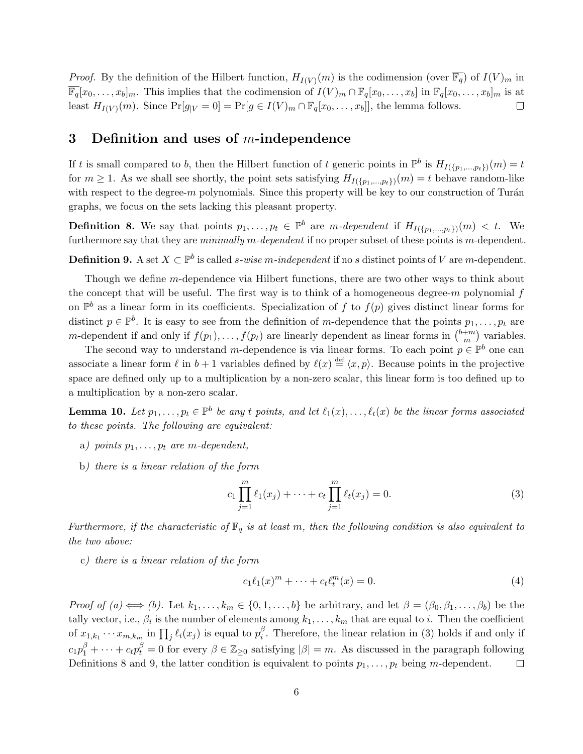*Proof.* By the definition of the Hilbert function, $H_{I(V)}(m)$ is the codimension (over $\overline{\mathbb{F}_q}$) of $I(V)_m$ in $\overline{\mathbb{F}_q}[x_0, \dots, x_b]_m$. This implies that the codimension of $I(V)_m \cap \mathbb{F}_q[x_0, \dots, x_b]$ in $\mathbb{F}_q[x_0, \dots, x_b]_m$ is at least $H_{I(V)}(m)$. Since $\Pr[g_{|V} = 0] = \Pr[g \in I(V)_m \cap \mathbb{F}_q[x_0, \dots, x_b]]$, the lemma follows. $\square$

## 3 Definition and uses of $m$-independence

If $t$ is small compared to $b$, then the Hilbert function of $t$ generic points in $\mathbb{P}^b$ is $H_{I(\{p_1,\dots,p_t\})}(m) = t$ for $m \geq 1$. As we shall see shortly, the point sets satisfying $H_{I(\{p_1,\dots,p_t\})}(m) = t$ behave random-like with respect to the degree-$m$ polynomials. Since this property will be key to our construction of Turán graphs, we focus on the sets lacking this pleasant property.

**Definition 8.** We say that points $p_1, \dots, p_t \in \mathbb{P}^b$ are *$m$-dependent* if $H_{I(\{p_1,\dots,p_t\})}(m) < t$. We furthermore say that they are *minimally $m$-dependent* if no proper subset of these points is $m$-dependent.

**Definition 9.** A set $X \subset \mathbb{P}^b$ is called *$s$-wise $m$-independent* if no $s$ distinct points of $V$ are $m$-dependent.

Though we define $m$-dependence via Hilbert functions, there are two other ways to think about the concept that will be useful. The first way is to think of a homogeneous degree-$m$ polynomial $f$ on $\mathbb{P}^b$ as a linear form in its coefficients. Specialization of $f$ to $f(p)$ gives distinct linear forms for distinct $p \in \mathbb{P}^b$. It is easy to see from the definition of $m$-dependence that the points $p_1, \dots, p_t$ are $m$-dependent if and only if $f(p_1), \dots, f(p_t)$ are linearly dependent as linear forms in $\binom{b+m}{m}$ variables.

The second way to understand $m$-dependence is via linear forms. To each point $p \in \mathbb{P}^b$ one can associate a linear form $\ell$ in $b+1$ variables defined by $\ell(x) \stackrel{\text{def}}{=} \langle x, p \rangle$. Because points in the projective space are defined only up to a multiplication by a non-zero scalar, this linear form is too defined up to a multiplication by a non-zero scalar.

**Lemma 10.** *Let $p_1, \dots, p_t \in \mathbb{P}^b$ be any $t$ points, and let $\ell_1(x), \dots, \ell_t(x)$ be the linear forms associated to these points. The following are equivalent:*

a) *points $p_1, \dots, p_t$ are $m$-dependent,*

b) *there is a linear relation of the form*

$$c_1 \prod_{j=1}^{m} \ell_1(x_j) + \dots + c_t \prod_{j=1}^{m} \ell_t(x_j) = 0. \tag{3}$$

*Furthermore, if the characteristic of $\mathbb{F}_q$ is at least $m$, then the following condition is also equivalent to the two above:*

c) *there is a linear relation of the form*

$$c_1 \ell_1(x)^m + \dots + c_t \ell_t^m(x) = 0. \tag{4}$$

*Proof of (a) $\iff$ (b).* Let $k_1, \dots, k_m \in \{0, 1, \dots, b\}$ be arbitrary, and let $\beta = (\beta_0, \beta_1, \dots, \beta_b)$ be the tally vector, i.e., $\beta_i$ is the number of elements among $k_1, \dots, k_m$ that are equal to $i$. Then the coefficient of $x_{1,k_1} \cdots x_{m,k_m}$ in $\prod_j \ell_i(x_j)$ is equal to $p_i^\beta$. Therefore, the linear relation in (3) holds if and only if $c_1 p_1^\beta + \dots + c_t p_t^\beta = 0$ for every $\beta \in \mathbb{Z}_{\geq 0}$ satisfying $|\beta| = m$. As discussed in the paragraph following Definitions 8 and 9, the latter condition is equivalent to points $p_1, \dots, p_t$ being $m$-dependent. $\square$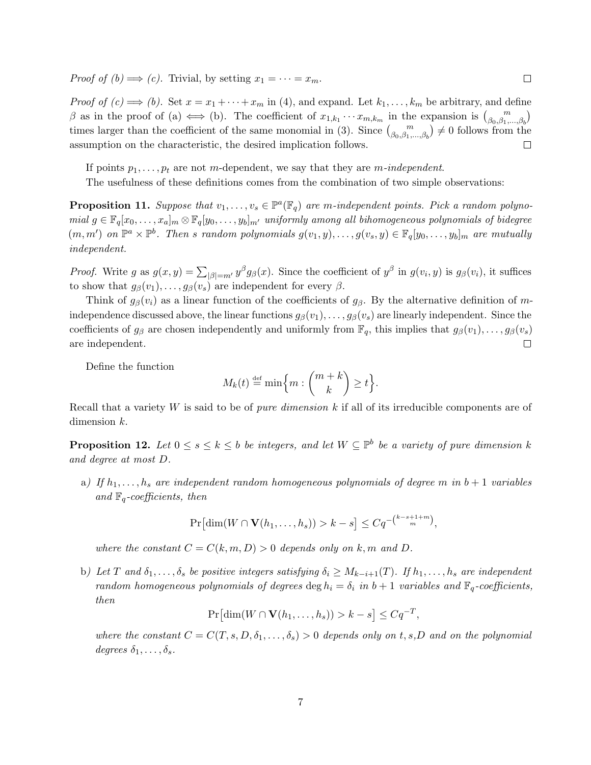*Proof of (b) $\Longrightarrow$ (c).* Trivial, by setting $x_1 = \cdots = x_m$. $\square$

*Proof of (c) $\Longrightarrow$ (b).* Set $x = x_1 + \cdots + x_m$ in (4), and expand. Let $k_1, \ldots, k_m$ be arbitrary, and define $\beta$ as in the proof of (a) $\iff$ (b). The coefficient of $x_{1,k_1} \cdots x_{m,k_m}$ in the expansion is $\binom{m}{\beta_0, \beta_1, \ldots, \beta_b}$ times larger than the coefficient of the same monomial in (3). Since $\binom{m}{\beta_0, \beta_1, \ldots, \beta_b} \neq 0$ follows from the assumption on the characteristic, the desired implication follows. $\square$

If points $p_1, \ldots, p_t$ are not $m$-dependent, we say that they are *$m$-independent*.

The usefulness of these definitions comes from the combination of two simple observations:

**Proposition 11.** *Suppose that $v_1, \ldots, v_s \in \mathbb{P}^a(\mathbb{F}_q)$ are $m$-independent points. Pick a random polynomial $g \in \mathbb{F}_q[x_0, \ldots, x_a]_m \otimes \mathbb{F}_q[y_0, \ldots, y_b]_{m'}$ uniformly among all bihomogeneous polynomials of bidegree $(m, m')$ on $\mathbb{P}^a \times \mathbb{P}^b$. Then $s$ random polynomials $g(v_1, y), \ldots, g(v_s, y) \in \mathbb{F}_q[y_0, \ldots, y_b]_m$ are mutually independent.*

*Proof.* Write $g$ as $g(x, y) = \sum_{|\beta|=m'} y^\beta g_\beta(x)$. Since the coefficient of $y^\beta$ in $g(v_i, y)$ is $g_\beta(v_i)$, it suffices to show that $g_\beta(v_1), \ldots, g_\beta(v_s)$ are independent for every $\beta$.

Think of $g_\beta(v_i)$ as a linear function of the coefficients of $g_\beta$. By the alternative definition of $m$-independence discussed above, the linear functions $g_\beta(v_1), \ldots, g_\beta(v_s)$ are linearly independent. Since the coefficients of $g_\beta$ are chosen independently and uniformly from $\mathbb{F}_q$, this implies that $g_\beta(v_1), \ldots, g_\beta(v_s)$ are independent. $\square$

Define the function

$$M_k(t) \overset{\text{def}}{=} \min\Big\{ m : \binom{m+k}{k} \geq t \Big\}.$$

Recall that a variety $W$ is said to be of *pure dimension $k$* if all of its irreducible components are of dimension $k$.

**Proposition 12.** *Let $0 \leq s \leq k \leq b$ be integers, and let $W \subseteq \mathbb{P}^b$ be a variety of pure dimension $k$ and degree at most $D$.*

a) *If $h_1, \ldots, h_s$ are independent random homogeneous polynomials of degree $m$ in $b+1$ variables and $\mathbb{F}_q$-coefficients, then*

$$\Pr\big[\dim(W \cap \mathbf{V}(h_1, \ldots, h_s)) > k - s\big] \leq C q^{-\binom{k-s+1+m}{m}},$$

*where the constant $C = C(k, m, D) > 0$ depends only on $k, m$ and $D$.*

b) *Let $T$ and $\delta_1, \ldots, \delta_s$ be positive integers satisfying $\delta_i \geq M_{k-i+1}(T)$. If $h_1, \ldots, h_s$ are independent random homogeneous polynomials of degrees $\deg h_i = \delta_i$ in $b+1$ variables and $\mathbb{F}_q$-coefficients, then*

$$\Pr\big[\dim(W \cap \mathbf{V}(h_1, \ldots, h_s)) > k - s\big] \leq C q^{-T},$$

*where the constant $C = C(T, s, D, \delta_1, \ldots, \delta_s) > 0$ depends only on $t$, $s$, $D$ and on the polynomial degrees $\delta_1, \ldots, \delta_s$.*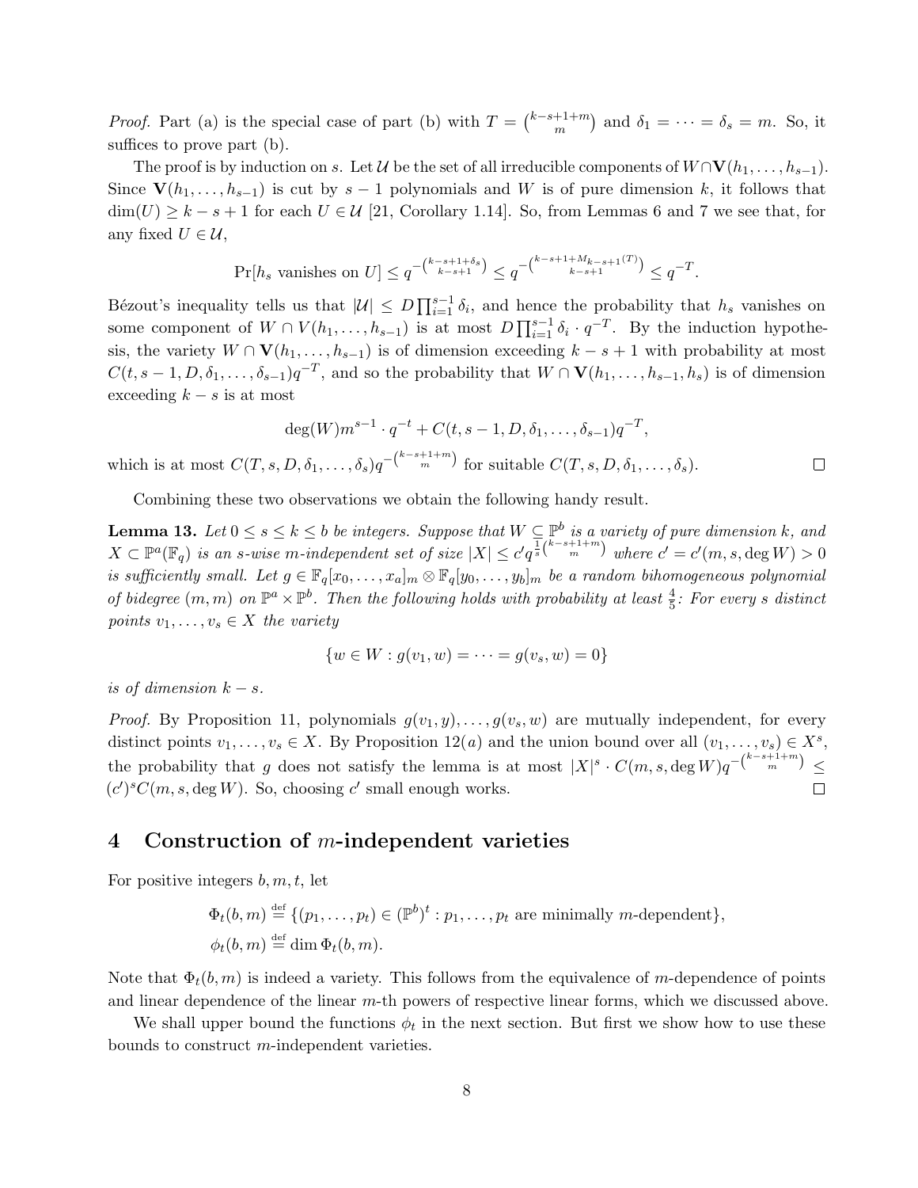*Proof.* Part (a) is the special case of part (b) with $T = \binom{k-s+1+m}{m}$ and $\delta_1 = \cdots = \delta_s = m$. So, it suffices to prove part (b).

The proof is by induction on $s$. Let $\mathcal{U}$ be the set of all irreducible components of $W \cap \mathbf{V}(h_1, \ldots, h_{s-1})$. Since $\mathbf{V}(h_1, \ldots, h_{s-1})$ is cut by $s-1$ polynomials and $W$ is of pure dimension $k$, it follows that $\dim(U) \geq k-s+1$ for each $U \in \mathcal{U}$ [21, Corollary 1.14]. So, from Lemmas 6 and 7 we see that, for any fixed $U \in \mathcal{U}$,

$$\Pr[h_s \text{ vanishes on } U] \leq q^{-\binom{k-s+1+\delta_s}{k-s+1}} \leq q^{-\binom{k-s+1+M_{k-s+1}(T)}{k-s+1}} \leq q^{-T}.$$

Bézout's inequality tells us that $|\mathcal{U}| \leq D \prod_{i=1}^{s-1} \delta_i$, and hence the probability that $h_s$ vanishes on some component of $W \cap V(h_1, \ldots, h_{s-1})$ is at most $D \prod_{i=1}^{s-1} \delta_i \cdot q^{-T}$. By the induction hypothesis, the variety $W \cap \mathbf{V}(h_1, \ldots, h_{s-1})$ is of dimension exceeding $k-s+1$ with probability at most $C(t, s-1, D, \delta_1, \ldots, \delta_{s-1}) q^{-T}$, and so the probability that $W \cap \mathbf{V}(h_1, \ldots, h_{s-1}, h_s)$ is of dimension exceeding $k-s$ is at most

$$\deg(W) m^{s-1} \cdot q^{-t} + C(t, s-1, D, \delta_1, \ldots, \delta_{s-1}) q^{-T},$$

which is at most $C(T, s, D, \delta_1, \ldots, \delta_s) q^{-\binom{k-s+1+m}{m}}$ for suitable $C(T, s, D, \delta_1, \ldots, \delta_s)$. $\square$

Combining these two observations we obtain the following handy result.

**Lemma 13.** *Let $0 \leq s \leq k \leq b$ be integers. Suppose that $W \subseteq \mathbb{P}^b$ is a variety of pure dimension $k$, and $X \subset \mathbb{P}^a(\mathbb{F}_q)$ is an $s$-wise $m$-independent set of size $|X| \leq c' q^{\frac{1}{s}\binom{k-s+1+m}{m}}$ where $c' = c'(m, s, \deg W) > 0$ is sufficiently small. Let $g \in \mathbb{F}_q[x_0, \ldots, x_a]_m \otimes \mathbb{F}_q[y_0, \ldots, y_b]_m$ be a random bihomogeneous polynomial of bidegree $(m, m)$ on $\mathbb{P}^a \times \mathbb{P}^b$. Then the following holds with probability at least $\frac{4}{5}$: For every $s$ distinct points $v_1, \ldots, v_s \in X$ the variety*

$$\{w \in W : g(v_1, w) = \cdots = g(v_s, w) = 0\}$$

*is of dimension $k - s$.*

*Proof.* By Proposition 11, polynomials $g(v_1, y), \ldots, g(v_s, w)$ are mutually independent, for every distinct points $v_1, \ldots, v_s \in X$. By Proposition 12(*a*) and the union bound over all $(v_1, \ldots, v_s) \in X^s$, the probability that $g$ does not satisfy the lemma is at most $|X|^s \cdot C(m, s, \deg W) q^{-\binom{k-s+1+m}{m}} \leq (c')^s C(m, s, \deg W)$. So, choosing $c'$ small enough works. $\square$

## 4 Construction of $m$-independent varieties

For positive integers $b, m, t$, let

$$\Phi_t(b, m) \stackrel{\text{def}}{=} \{(p_1, \ldots, p_t) \in (\mathbb{P}^b)^t : p_1, \ldots, p_t \text{ are minimally } m\text{-dependent}\},$$
$$\phi_t(b, m) \stackrel{\text{def}}{=} \dim \Phi_t(b, m).$$

Note that $\Phi_t(b, m)$ is indeed a variety. This follows from the equivalence of $m$-dependence of points and linear dependence of the linear $m$-th powers of respective linear forms, which we discussed above.

We shall upper bound the functions $\phi_t$ in the next section. But first we show how to use these bounds to construct $m$-independent varieties.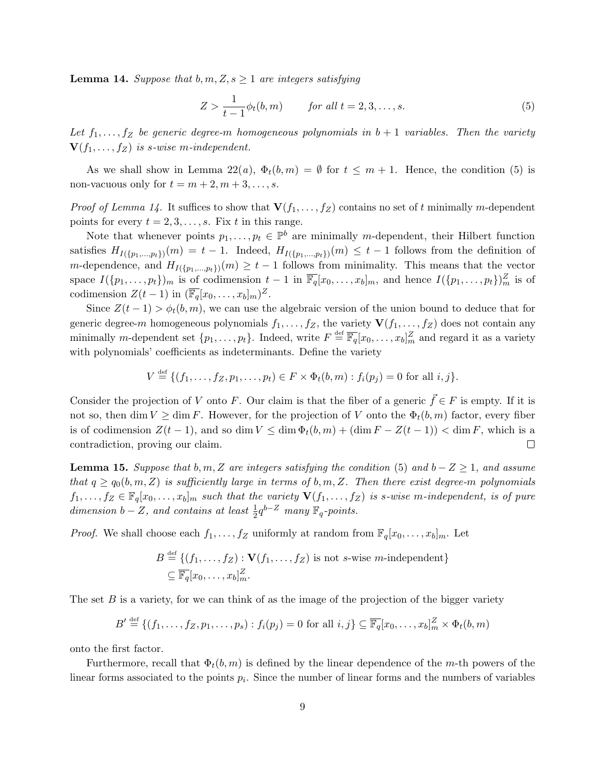**Lemma 14.** *Suppose that $b, m, Z, s \geq 1$ are integers satisfying*

$$Z > \frac{1}{t-1}\phi_t(b,m) \qquad \text{for all } t = 2, 3, \ldots, s. \tag{5}$$

*Let $f_1, \ldots, f_Z$ be generic degree-$m$ homogeneous polynomials in $b+1$ variables. Then the variety $\mathbf{V}(f_1, \ldots, f_Z)$ is $s$-wise $m$-independent.*

As we shall show in Lemma 22$(a)$, $\Phi_t(b,m) = \emptyset$ for $t \leq m+1$. Hence, the condition (5) is non-vacuous only for $t = m+2, m+3, \ldots, s$.

*Proof of Lemma 14.* It suffices to show that $\mathbf{V}(f_1, \ldots, f_Z)$ contains no set of $t$ minimally $m$-dependent points for every $t = 2, 3, \ldots, s$. Fix $t$ in this range.

Note that whenever points $p_1, \ldots, p_t \in \mathbb{P}^b$ are minimally $m$-dependent, their Hilbert function satisfies $H_{I(\{p_1,\ldots,p_t\})}(m) = t-1$. Indeed, $H_{I(\{p_1,\ldots,p_t\})}(m) \leq t-1$ follows from the definition of $m$-dependence, and $H_{I(\{p_1,\ldots,p_t\})}(m) \geq t-1$ follows from minimality. This means that the vector space $I(\{p_1, \ldots, p_t\})_m$ is of codimension $t-1$ in $\overline{\mathbb{F}_q}[x_0, \ldots, x_b]_m$, and hence $I(\{p_1, \ldots, p_t\})_m^Z$ is of codimension $Z(t-1)$ in $(\overline{\mathbb{F}_q}[x_0, \ldots, x_b]_m)^Z$.

Since $Z(t-1) > \phi_t(b,m)$, we can use the algebraic version of the union bound to deduce that for generic degree-$m$ homogeneous polynomials $f_1, \ldots, f_Z$, the variety $\mathbf{V}(f_1, \ldots, f_Z)$ does not contain any minimally $m$-dependent set $\{p_1, \ldots, p_t\}$. Indeed, write $F \stackrel{\text{def}}{=} \overline{\mathbb{F}_q}[x_0, \ldots, x_b]_m^Z$ and regard it as a variety with polynomials' coefficients as indeterminants. Define the variety

$$V \stackrel{\text{def}}{=} \{(f_1, \ldots, f_Z, p_1, \ldots, p_t) \in F \times \Phi_t(b,m) : f_i(p_j) = 0 \text{ for all } i, j\}.$$

Consider the projection of $V$ onto $F$. Our claim is that the fiber of a generic $\vec{f} \in F$ is empty. If it is not so, then $\dim V \geq \dim F$. However, for the projection of $V$ onto the $\Phi_t(b,m)$ factor, every fiber is of codimension $Z(t-1)$, and so $\dim V \leq \dim \Phi_t(b,m) + (\dim F - Z(t-1)) < \dim F$, which is a contradiction, proving our claim. $\square$

**Lemma 15.** *Suppose that $b, m, Z$ are integers satisfying the condition (5) and $b - Z \geq 1$, and assume that $q \geq q_0(b, m, Z)$ is sufficiently large in terms of $b, m, Z$. Then there exist degree-$m$ polynomials $f_1, \ldots, f_Z \in \mathbb{F}_q[x_0, \ldots, x_b]_m$ such that the variety $\mathbf{V}(f_1, \ldots, f_Z)$ is $s$-wise $m$-independent, is of pure dimension $b - Z$, and contains at least $\frac{1}{2}q^{b-Z}$ many $\mathbb{F}_q$-points.*

*Proof.* We shall choose each $f_1, \ldots, f_Z$ uniformly at random from $\mathbb{F}_q[x_0, \ldots, x_b]_m$. Let

$$\begin{aligned} B &\stackrel{\text{def}}{=} \{(f_1, \ldots, f_Z) : \mathbf{V}(f_1, \ldots, f_Z) \text{ is not } s\text{-wise } m\text{-independent}\} \\ &\subseteq \overline{\mathbb{F}_q}[x_0, \ldots, x_b]_m^Z. \end{aligned}$$

The set $B$ is a variety, for we can think of as the image of the projection of the bigger variety

$$B' \stackrel{\text{def}}{=} \{(f_1, \ldots, f_Z, p_1, \ldots, p_s) : f_i(p_j) = 0 \text{ for all } i, j\} \subseteq \overline{\mathbb{F}_q}[x_0, \ldots, x_b]_m^Z \times \Phi_t(b,m)$$

onto the first factor.

Furthermore, recall that $\Phi_t(b,m)$ is defined by the linear dependence of the $m$-th powers of the linear forms associated to the points $p_i$. Since the number of linear forms and the numbers of variables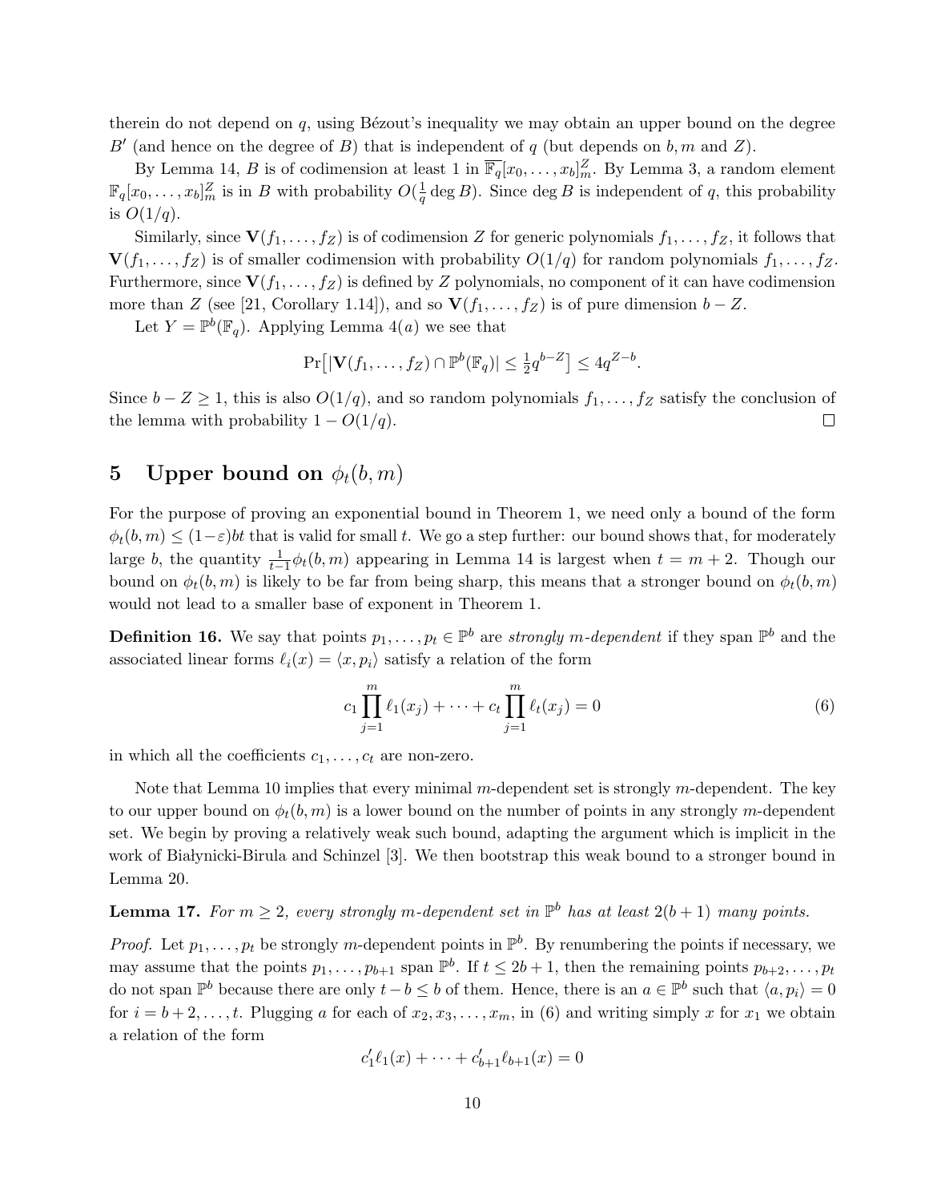therein do not depend on $q$, using Bézout's inequality we may obtain an upper bound on the degree $B'$ (and hence on the degree of $B$) that is independent of $q$ (but depends on $b, m$ and $Z$).

By Lemma 14, $B$ is of codimension at least 1 in $\overline{\mathbb{F}_q}[x_0, \dots, x_b]_m^Z$. By Lemma 3, a random element $\mathbb{F}_q[x_0, \dots, x_b]_m^Z$ is in $B$ with probability $O(\frac{1}{q} \deg B)$. Since $\deg B$ is independent of $q$, this probability is $O(1/q)$.

Similarly, since $\mathbf{V}(f_1, \dots, f_Z)$ is of codimension $Z$ for generic polynomials $f_1, \dots, f_Z$, it follows that $\mathbf{V}(f_1, \dots, f_Z)$ is of smaller codimension with probability $O(1/q)$ for random polynomials $f_1, \dots, f_Z$. Furthermore, since $\mathbf{V}(f_1, \dots, f_Z)$ is defined by $Z$ polynomials, no component of it can have codimension more than $Z$ (see [21, Corollary 1.14]), and so $\mathbf{V}(f_1, \dots, f_Z)$ is of pure dimension $b - Z$.

Let $Y = \mathbb{P}^b(\mathbb{F}_q)$. Applying Lemma 4$(a)$ we see that

$$\Pr\left[|\mathbf{V}(f_1, \dots, f_Z) \cap \mathbb{P}^b(\mathbb{F}_q)| \le \tfrac{1}{2} q^{b-Z}\right] \le 4q^{Z-b}.$$

Since $b - Z \ge 1$, this is also $O(1/q)$, and so random polynomials $f_1, \dots, f_Z$ satisfy the conclusion of the lemma with probability $1 - O(1/q)$. $\square$

## 5 Upper bound on $\phi_t(b, m)$

For the purpose of proving an exponential bound in Theorem 1, we need only a bound of the form $\phi_t(b, m) \le (1-\varepsilon)bt$ that is valid for small $t$. We go a step further: our bound shows that, for moderately large $b$, the quantity $\frac{1}{t-1}\phi_t(b, m)$ appearing in Lemma 14 is largest when $t = m + 2$. Though our bound on $\phi_t(b, m)$ is likely to be far from being sharp, this means that a stronger bound on $\phi_t(b, m)$ would not lead to a smaller base of exponent in Theorem 1.

**Definition 16.** We say that points $p_1, \dots, p_t \in \mathbb{P}^b$ are *strongly $m$-dependent* if they span $\mathbb{P}^b$ and the associated linear forms $\ell_i(x) = \langle x, p_i \rangle$ satisfy a relation of the form

$$c_1 \prod_{j=1}^{m} \ell_1(x_j) + \dots + c_t \prod_{j=1}^{m} \ell_t(x_j) = 0 \tag{6}$$

in which all the coefficients $c_1, \dots, c_t$ are non-zero.

Note that Lemma 10 implies that every minimal $m$-dependent set is strongly $m$-dependent. The key to our upper bound on $\phi_t(b, m)$ is a lower bound on the number of points in any strongly $m$-dependent set. We begin by proving a relatively weak such bound, adapting the argument which is implicit in the work of Białynicki-Birula and Schinzel [3]. We then bootstrap this weak bound to a stronger bound in Lemma 20.

**Lemma 17.** *For $m \ge 2$, every strongly $m$-dependent set in $\mathbb{P}^b$ has at least $2(b+1)$ many points.*

*Proof.* Let $p_1, \dots, p_t$ be strongly $m$-dependent points in $\mathbb{P}^b$. By renumbering the points if necessary, we may assume that the points $p_1, \dots, p_{b+1}$ span $\mathbb{P}^b$. If $t \le 2b + 1$, then the remaining points $p_{b+2}, \dots, p_t$ do not span $\mathbb{P}^b$ because there are only $t - b \le b$ of them. Hence, there is an $a \in \mathbb{P}^b$ such that $\langle a, p_i \rangle = 0$ for $i = b + 2, \dots, t$. Plugging $a$ for each of $x_2, x_3, \dots, x_m$, in (6) and writing simply $x$ for $x_1$ we obtain a relation of the form

$$c_1' \ell_1(x) + \dots + c_{b+1}' \ell_{b+1}(x) = 0$$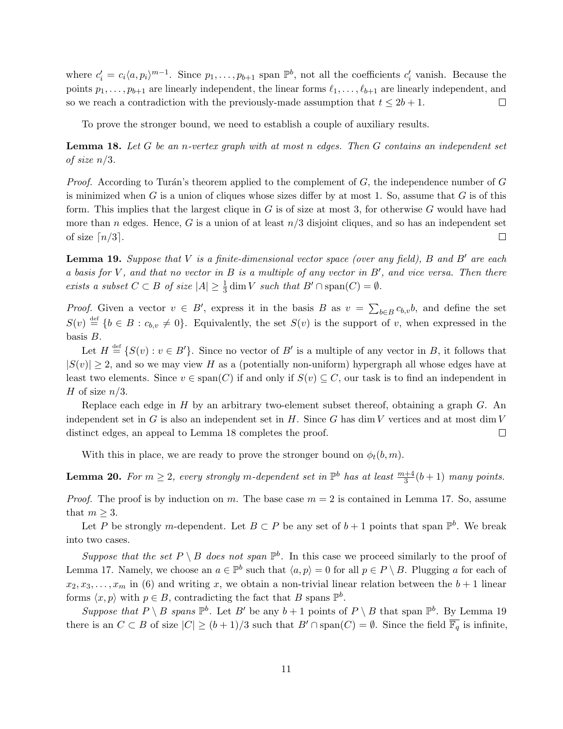where $c_i' = c_i\langle a, p_i\rangle^{m-1}$. Since $p_1, \ldots, p_{b+1}$ span $\mathbb{P}^b$, not all the coefficients $c_i'$ vanish. Because the points $p_1, \ldots, p_{b+1}$ are linearly independent, the linear forms $\ell_1, \ldots, \ell_{b+1}$ are linearly independent, and so we reach a contradiction with the previously-made assumption that $t \leq 2b+1$. □

To prove the stronger bound, we need to establish a couple of auxiliary results.

**Lemma 18.** *Let $G$ be an $n$-vertex graph with at most $n$ edges. Then $G$ contains an independent set of size $n/3$.*

*Proof.* According to Turán's theorem applied to the complement of $G$, the independence number of $G$ is minimized when $G$ is a union of cliques whose sizes differ by at most 1. So, assume that $G$ is of this form. This implies that the largest clique in $G$ is of size at most 3, for otherwise $G$ would have had more than $n$ edges. Hence, $G$ is a union of at least $n/3$ disjoint cliques, and so has an independent set of size $\lceil n/3 \rceil$. □

**Lemma 19.** *Suppose that $V$ is a finite-dimensional vector space (over any field), $B$ and $B'$ are each a basis for $V$, and that no vector in $B$ is a multiple of any vector in $B'$, and vice versa. Then there exists a subset $C \subset B$ of size $|A| \geq \frac{1}{3}\dim V$ such that $B' \cap \operatorname{span}(C) = \emptyset$.*

*Proof.* Given a vector $v \in B'$, express it in the basis $B$ as $v = \sum_{b\in B} c_{b,v} b$, and define the set $S(v) \stackrel{\text{def}}{=} \{b \in B : c_{b,v} \neq 0\}$. Equivalently, the set $S(v)$ is the support of $v$, when expressed in the basis $B$.

Let $H \stackrel{\text{def}}{=} \{S(v) : v \in B'\}$. Since no vector of $B'$ is a multiple of any vector in $B$, it follows that $|S(v)| \geq 2$, and so we may view $H$ as a (potentially non-uniform) hypergraph all whose edges have at least two elements. Since $v \in \operatorname{span}(C)$ if and only if $S(v) \subseteq C$, our task is to find an independent in $H$ of size $n/3$.

Replace each edge in $H$ by an arbitrary two-element subset thereof, obtaining a graph $G$. An independent set in $G$ is also an independent set in $H$. Since $G$ has $\dim V$ vertices and at most $\dim V$ distinct edges, an appeal to Lemma 18 completes the proof. □

With this in place, we are ready to prove the stronger bound on $\phi_t(b, m)$.

**Lemma 20.** *For $m \geq 2$, every strongly $m$-dependent set in $\mathbb{P}^b$ has at least $\frac{m+4}{3}(b+1)$ many points.*

*Proof.* The proof is by induction on $m$. The base case $m = 2$ is contained in Lemma 17. So, assume that $m \geq 3$.

Let $P$ be strongly $m$-dependent. Let $B \subset P$ be any set of $b+1$ points that span $\mathbb{P}^b$. We break into two cases.

*Suppose that the set $P \setminus B$ does not span $\mathbb{P}^b$.* In this case we proceed similarly to the proof of Lemma 17. Namely, we choose an $a \in \mathbb{P}^b$ such that $\langle a, p\rangle = 0$ for all $p \in P \setminus B$. Plugging $a$ for each of $x_2, x_3, \ldots, x_m$ in (6) and writing $x$, we obtain a non-trivial linear relation between the $b+1$ linear forms $\langle x, p\rangle$ with $p \in B$, contradicting the fact that $B$ spans $\mathbb{P}^b$.

*Suppose that $P \setminus B$ spans $\mathbb{P}^b$.* Let $B'$ be any $b+1$ points of $P \setminus B$ that span $\mathbb{P}^b$. By Lemma 19 there is an $C \subset B$ of size $|C| \geq (b+1)/3$ such that $B' \cap \operatorname{span}(C) = \emptyset$. Since the field $\overline{\mathbb{F}_q}$ is infinite,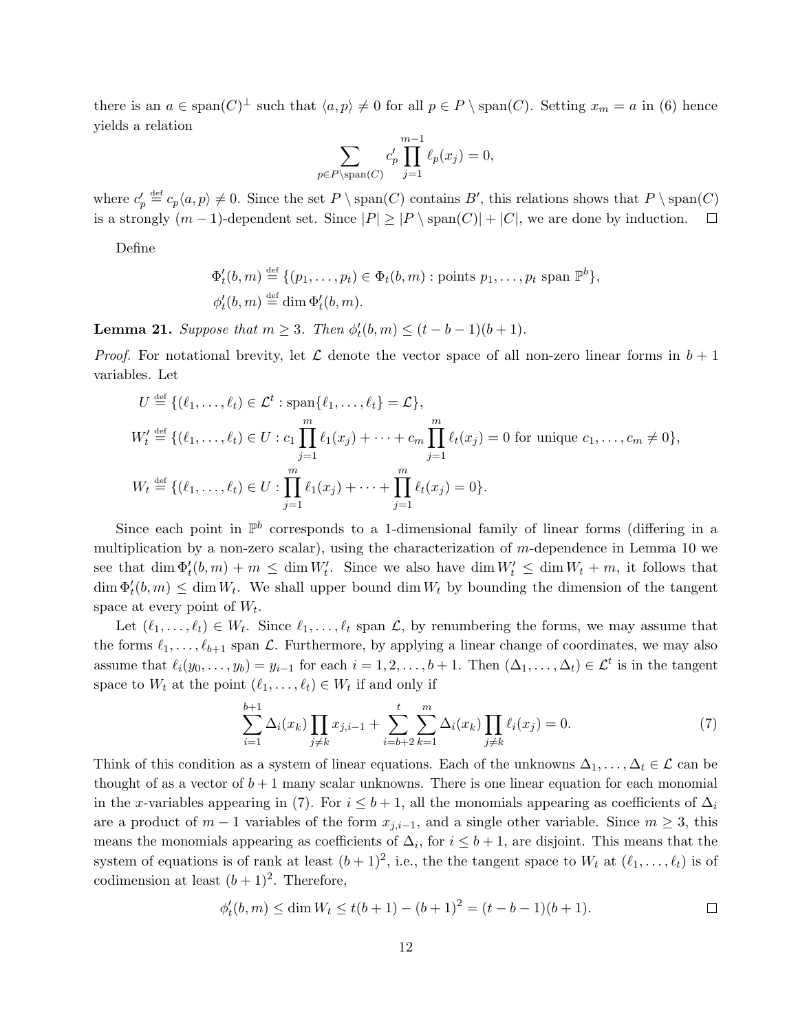there is an $a \in \operatorname{span}(C)^\perp$ such that $\langle a, p\rangle \neq 0$ for all $p \in P \setminus \operatorname{span}(C)$. Setting $x_m = a$ in (6) hence yields a relation

$$\sum_{p \in P \setminus \operatorname{span}(C)} c'_p \prod_{j=1}^{m-1} \ell_p(x_j) = 0,$$

where $c'_p \stackrel{\text{def}}{=} c_p \langle a, p\rangle \neq 0$. Since the set $P \setminus \operatorname{span}(C)$ contains $B'$, this relations shows that $P \setminus \operatorname{span}(C)$ is a strongly $(m-1)$-dependent set. Since $|P| \geq |P \setminus \operatorname{span}(C)| + |C|$, we are done by induction. $\square$

Define

$$\Phi'_t(b, m) \stackrel{\text{def}}{=} \{(p_1, \ldots, p_t) \in \Phi_t(b, m) : \text{points } p_1, \ldots, p_t \text{ span } \mathbb{P}^b\},$$
$$\phi'_t(b, m) \stackrel{\text{def}}{=} \dim \Phi'_t(b, m).$$

**Lemma 21.** *Suppose that $m \geq 3$. Then $\phi'_t(b, m) \leq (t - b - 1)(b + 1)$.*

*Proof.* For notational brevity, let $\mathcal{L}$ denote the vector space of all non-zero linear forms in $b+1$ variables. Let

$$U \stackrel{\text{def}}{=} \{(\ell_1, \ldots, \ell_t) \in \mathcal{L}^t : \operatorname{span}\{\ell_1, \ldots, \ell_t\} = \mathcal{L}\},$$

$$W'_t \stackrel{\text{def}}{=} \{(\ell_1, \ldots, \ell_t) \in U : c_1 \prod_{j=1}^m \ell_1(x_j) + \cdots + c_m \prod_{j=1}^m \ell_t(x_j) = 0 \text{ for unique } c_1, \ldots, c_m \neq 0\},$$

$$W_t \stackrel{\text{def}}{=} \{(\ell_1, \ldots, \ell_t) \in U : \prod_{j=1}^m \ell_1(x_j) + \cdots + \prod_{j=1}^m \ell_t(x_j) = 0\}.$$

Since each point in $\mathbb{P}^b$ corresponds to a 1-dimensional family of linear forms (differing in a multiplication by a non-zero scalar), using the characterization of $m$-dependence in Lemma 10 we see that $\dim \Phi'_t(b, m) + m \leq \dim W'_t$. Since we also have $\dim W'_t \leq \dim W_t + m$, it follows that $\dim \Phi'_t(b, m) \leq \dim W_t$. We shall upper bound $\dim W_t$ by bounding the dimension of the tangent space at every point of $W_t$.

Let $(\ell_1, \ldots, \ell_t) \in W_t$. Since $\ell_1, \ldots, \ell_t$ span $\mathcal{L}$, by renumbering the forms, we may assume that the forms $\ell_1, \ldots, \ell_{b+1}$ span $\mathcal{L}$. Furthermore, by applying a linear change of coordinates, we may also assume that $\ell_i(y_0, \ldots, y_b) = y_{i-1}$ for each $i = 1, 2, \ldots, b+1$. Then $(\Delta_1, \ldots, \Delta_t) \in \mathcal{L}^t$ is in the tangent space to $W_t$ at the point $(\ell_1, \ldots, \ell_t) \in W_t$ if and only if

$$\sum_{i=1}^{b+1} \Delta_i(x_k) \prod_{j \neq k} x_{j,i-1} + \sum_{i=b+2}^{t} \sum_{k=1}^{m} \Delta_i(x_k) \prod_{j \neq k} \ell_i(x_j) = 0. \tag{7}$$

Think of this condition as a system of linear equations. Each of the unknowns $\Delta_1, \ldots, \Delta_t \in \mathcal{L}$ can be thought of as a vector of $b+1$ many scalar unknowns. There is one linear equation for each monomial in the $x$-variables appearing in (7). For $i \leq b+1$, all the monomials appearing as coefficients of $\Delta_i$ are a product of $m-1$ variables of the form $x_{j,i-1}$, and a single other variable. Since $m \geq 3$, this means the monomials appearing as coefficients of $\Delta_i$, for $i \leq b+1$, are disjoint. This means that the system of equations is of rank at least $(b+1)^2$, i.e., the the tangent space to $W_t$ at $(\ell_1, \ldots, \ell_t)$ is of codimension at least $(b+1)^2$. Therefore,

$$\phi'_t(b, m) \leq \dim W_t \leq t(b+1) - (b+1)^2 = (t - b - 1)(b + 1). \qquad \square$$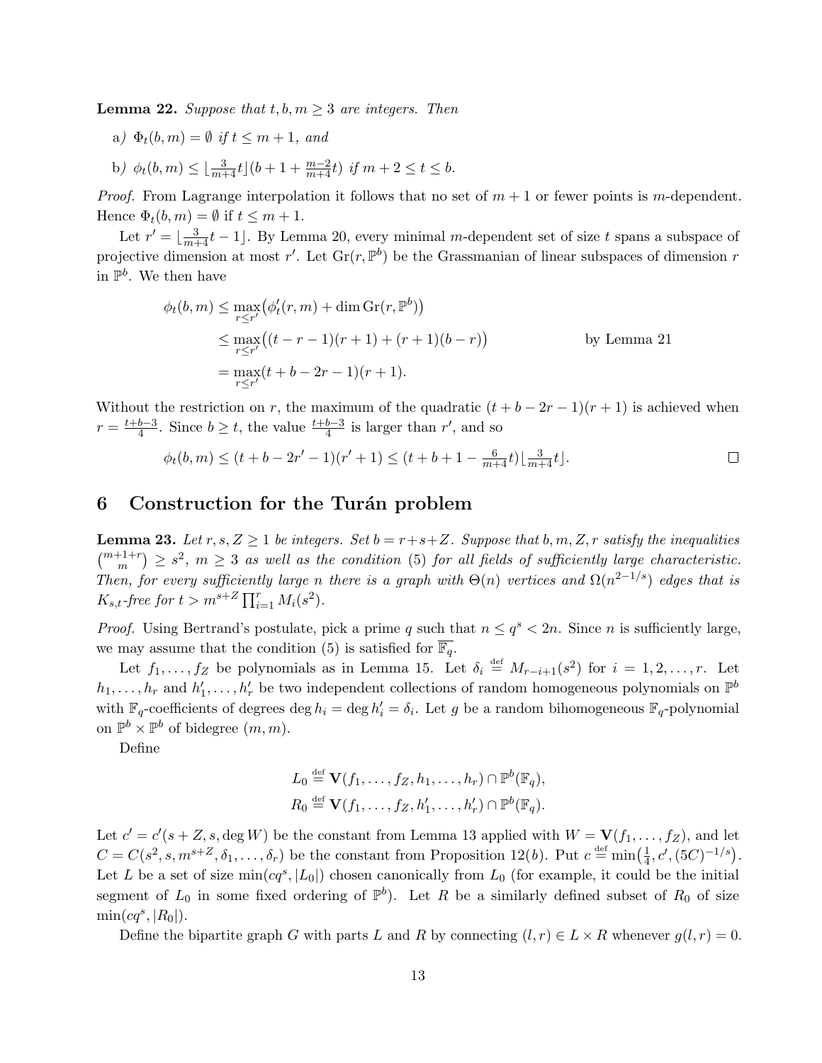**Lemma 22.** *Suppose that $t, b, m \geq 3$ are integers. Then*

a) $\Phi_t(b, m) = \emptyset$ *if* $t \leq m + 1$*, and*

b) $\phi_t(b, m) \leq \lfloor \frac{3}{m+4} t \rfloor (b + 1 + \frac{m-2}{m+4} t)$ *if* $m + 2 \leq t \leq b$.

*Proof.* From Lagrange interpolation it follows that no set of $m+1$ or fewer points is $m$-dependent. Hence $\Phi_t(b, m) = \emptyset$ if $t \leq m + 1$.

Let $r' = \lfloor \frac{3}{m+4} t - 1 \rfloor$. By Lemma 20, every minimal $m$-dependent set of size $t$ spans a subspace of projective dimension at most $r'$. Let $\operatorname{Gr}(r, \mathbb{P}^b)$ be the Grassmanian of linear subspaces of dimension $r$ in $\mathbb{P}^b$. We then have

$$
\begin{aligned}
\phi_t(b, m) &\leq \max_{r \leq r'} \bigl(\phi'_t(r, m) + \dim \operatorname{Gr}(r, \mathbb{P}^b)\bigr) \\
&\leq \max_{r \leq r'} \bigl((t - r - 1)(r + 1) + (r + 1)(b - r)\bigr) \qquad\qquad \text{by Lemma 21} \\
&= \max_{r \leq r'} (t + b - 2r - 1)(r + 1).
\end{aligned}
$$

Without the restriction on $r$, the maximum of the quadratic $(t + b - 2r - 1)(r + 1)$ is achieved when $r = \frac{t+b-3}{4}$. Since $b \geq t$, the value $\frac{t+b-3}{4}$ is larger than $r'$, and so

$$
\phi_t(b, m) \leq (t + b - 2r' - 1)(r' + 1) \leq (t + b + 1 - \tfrac{6}{m+4} t) \lfloor \tfrac{3}{m+4} t \rfloor. \qquad \square
$$

## 6 Construction for the Turán problem

**Lemma 23.** *Let $r, s, Z \geq 1$ be integers. Set $b = r + s + Z$. Suppose that $b, m, Z, r$ satisfy the inequalities $\binom{m+1+r}{m} \geq s^2$, $m \geq 3$ as well as the condition (5) for all fields of sufficiently large characteristic. Then, for every sufficiently large $n$ there is a graph with $\Theta(n)$ vertices and $\Omega(n^{2-1/s})$ edges that is $K_{s,t}$-free for $t > m^{s+Z} \prod_{i=1}^{r} M_i(s^2)$.*

*Proof.* Using Bertrand's postulate, pick a prime $q$ such that $n \leq q^s < 2n$. Since $n$ is sufficiently large, we may assume that the condition (5) is satisfied for $\overline{\mathbb{F}_q}$.

Let $f_1, \ldots, f_Z$ be polynomials as in Lemma 15. Let $\delta_i \stackrel{\text{def}}{=} M_{r-i+1}(s^2)$ for $i = 1, 2, \ldots, r$. Let $h_1, \ldots, h_r$ and $h'_1, \ldots, h'_r$ be two independent collections of random homogeneous polynomials on $\mathbb{P}^b$ with $\mathbb{F}_q$-coefficients of degrees $\deg h_i = \deg h'_i = \delta_i$. Let $g$ be a random bihomogeneous $\mathbb{F}_q$-polynomial on $\mathbb{P}^b \times \mathbb{P}^b$ of bidegree $(m, m)$.

Define

$$
\begin{aligned}
L_0 &\stackrel{\text{def}}{=} \mathbf{V}(f_1, \ldots, f_Z, h_1, \ldots, h_r) \cap \mathbb{P}^b(\mathbb{F}_q), \\
R_0 &\stackrel{\text{def}}{=} \mathbf{V}(f_1, \ldots, f_Z, h'_1, \ldots, h'_r) \cap \mathbb{P}^b(\mathbb{F}_q).
\end{aligned}
$$

Let $c' = c'(s + Z, s, \deg W)$ be the constant from Lemma 13 applied with $W = \mathbf{V}(f_1, \ldots, f_Z)$, and let $C = C(s^2, s, m^{s+Z}, \delta_1, \ldots, \delta_r)$ be the constant from Proposition 12(*b*). Put $c \stackrel{\text{def}}{=} \min\bigl(\frac{1}{4}, c', (5C)^{-1/s}\bigr)$. Let $L$ be a set of size $\min(cq^s, |L_0|)$ chosen canonically from $L_0$ (for example, it could be the initial segment of $L_0$ in some fixed ordering of $\mathbb{P}^b$). Let $R$ be a similarly defined subset of $R_0$ of size $\min(cq^s, |R_0|)$.

Define the bipartite graph $G$ with parts $L$ and $R$ by connecting $(l, r) \in L \times R$ whenever $g(l, r) = 0$.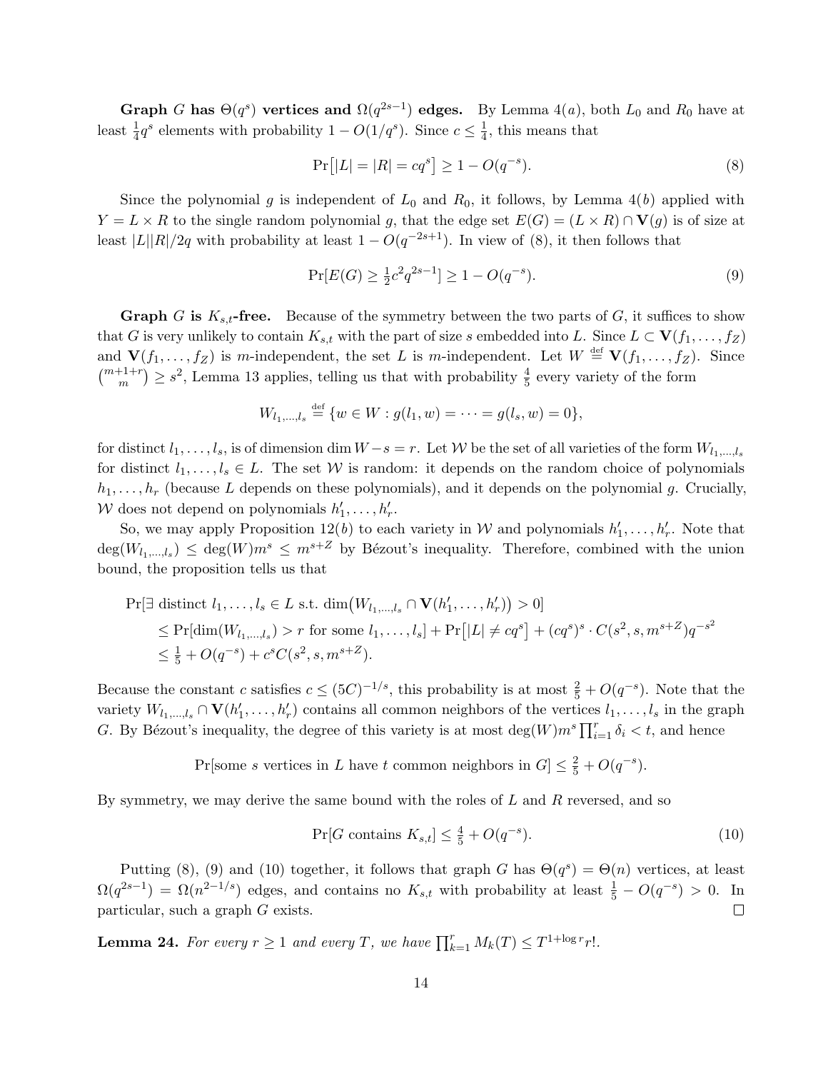**Graph $G$ has $\Theta(q^s)$ vertices and $\Omega(q^{2s-1})$ edges.** By Lemma 4$(a)$, both $L_0$ and $R_0$ have at least $\frac{1}{4}q^s$ elements with probability $1 - O(1/q^s)$. Since $c \leq \frac{1}{4}$, this means that

$$\Pr\bigl[|L| = |R| = cq^s\bigr] \geq 1 - O(q^{-s}). \tag{8}$$

Since the polynomial $g$ is independent of $L_0$ and $R_0$, it follows, by Lemma 4$(b)$ applied with $Y = L \times R$ to the single random polynomial $g$, that the edge set $E(G) = (L \times R) \cap \mathbf{V}(g)$ is of size at least $|L||R|/2q$ with probability at least $1 - O(q^{-2s+1})$. In view of (8), it then follows that

$$\Pr[E(G) \geq \tfrac{1}{2}c^2 q^{2s-1}] \geq 1 - O(q^{-s}). \tag{9}$$

**Graph $G$ is $K_{s,t}$-free.** Because of the symmetry between the two parts of $G$, it suffices to show that $G$ is very unlikely to contain $K_{s,t}$ with the part of size $s$ embedded into $L$. Since $L \subset \mathbf{V}(f_1, \dots, f_Z)$ and $\mathbf{V}(f_1, \dots, f_Z)$ is $m$-independent, the set $L$ is $m$-independent. Let $W \stackrel{\text{def}}{=} \mathbf{V}(f_1, \dots, f_Z)$. Since $\binom{m+1+r}{m} \geq s^2$, Lemma 13 applies, telling us that with probability $\frac{4}{5}$ every variety of the form

$$W_{l_1,\dots,l_s} \stackrel{\text{def}}{=} \{w \in W : g(l_1, w) = \dots = g(l_s, w) = 0\},$$

for distinct $l_1, \dots, l_s$, is of dimension $\dim W - s = r$. Let $\mathcal{W}$ be the set of all varieties of the form $W_{l_1,\dots,l_s}$ for distinct $l_1, \dots, l_s \in L$. The set $\mathcal{W}$ is random: it depends on the random choice of polynomials $h_1, \dots, h_r$ (because $L$ depends on these polynomials), and it depends on the polynomial $g$. Crucially, $\mathcal{W}$ does not depend on polynomials $h'_1, \dots, h'_r$.

So, we may apply Proposition 12$(b)$ to each variety in $\mathcal{W}$ and polynomials $h'_1, \dots, h'_r$. Note that $\deg(W_{l_1,\dots,l_s}) \leq \deg(W) m^s \leq m^{s+Z}$ by Bézout's inequality. Therefore, combined with the union bound, the proposition tells us that

$$\begin{aligned}
&\Pr[\exists \text{ distinct } l_1, \dots, l_s \in L \text{ s.t. } \dim\bigl(W_{l_1,\dots,l_s} \cap \mathbf{V}(h'_1, \dots, h'_r)\bigr) > 0] \\
&\quad \leq \Pr[\dim(W_{l_1,\dots,l_s}) > r \text{ for some } l_1, \dots, l_s] + \Pr\bigl[|L| \neq cq^s\bigr] + (cq^s)^s \cdot C(s^2, s, m^{s+Z}) q^{-s^2} \\
&\quad \leq \tfrac{1}{5} + O(q^{-s}) + c^s C(s^2, s, m^{s+Z}).
\end{aligned}$$

Because the constant $c$ satisfies $c \leq (5C)^{-1/s}$, this probability is at most $\frac{2}{5} + O(q^{-s})$. Note that the variety $W_{l_1,\dots,l_s} \cap \mathbf{V}(h'_1, \dots, h'_r)$ contains all common neighbors of the vertices $l_1, \dots, l_s$ in the graph $G$. By Bézout's inequality, the degree of this variety is at most $\deg(W) m^s \prod_{i=1}^{r} \delta_i < t$, and hence

$$\Pr[\text{some } s \text{ vertices in } L \text{ have } t \text{ common neighbors in } G] \leq \tfrac{2}{5} + O(q^{-s}).$$

By symmetry, we may derive the same bound with the roles of $L$ and $R$ reversed, and so

$$\Pr[G \text{ contains } K_{s,t}] \leq \tfrac{4}{5} + O(q^{-s}). \tag{10}$$

Putting (8), (9) and (10) together, it follows that graph $G$ has $\Theta(q^s) = \Theta(n)$ vertices, at least $\Omega(q^{2s-1}) = \Omega(n^{2-1/s})$ edges, and contains no $K_{s,t}$ with probability at least $\frac{1}{5} - O(q^{-s}) > 0$. In particular, such a graph $G$ exists. $\square$

**Lemma 24.** *For every $r \geq 1$ and every $T$, we have $\prod_{k=1}^{r} M_k(T) \leq T^{1+\log r} r!$.*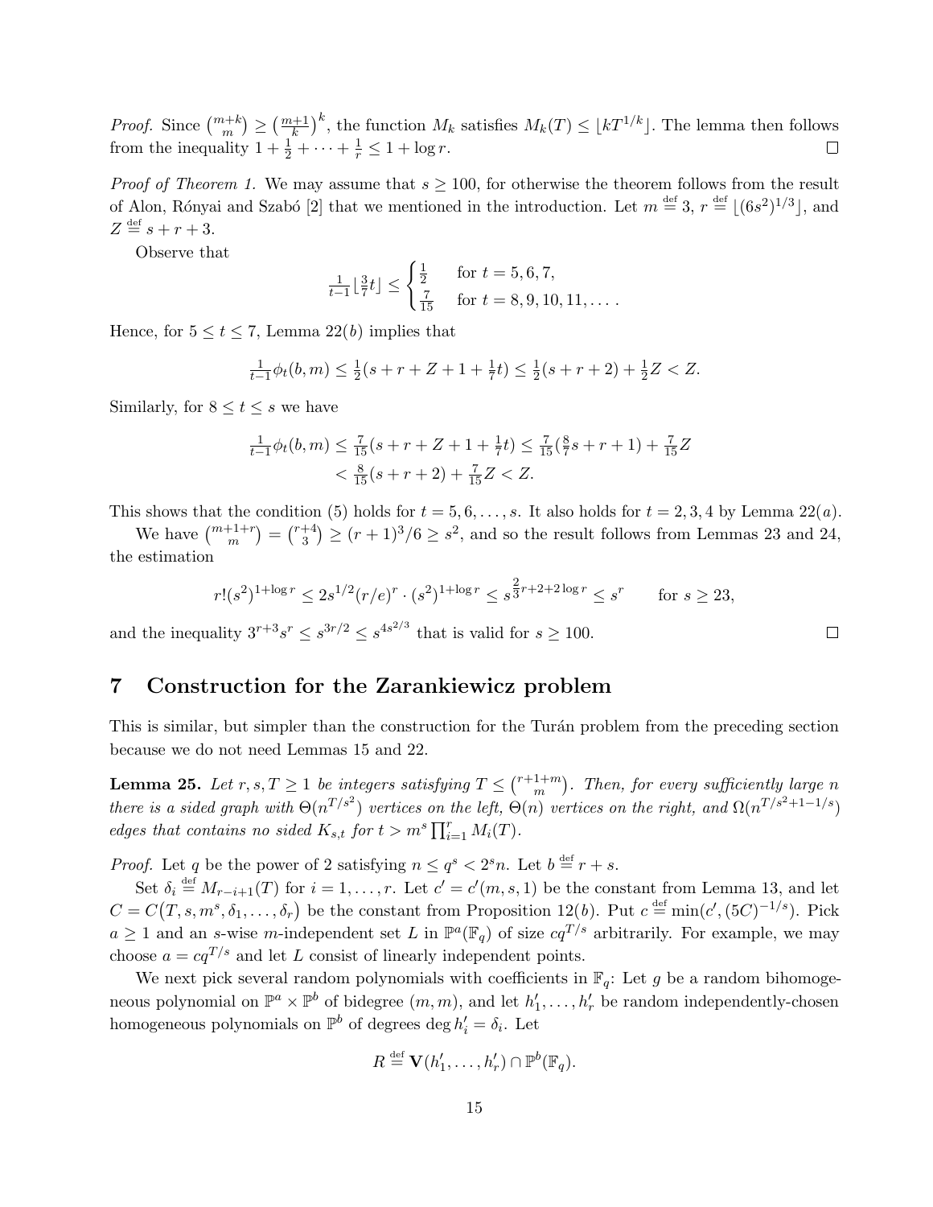*Proof.* Since $\binom{m+k}{m} \geq \left(\frac{m+1}{k}\right)^k$, the function $M_k$ satisfies $M_k(T) \leq \lfloor kT^{1/k} \rfloor$. The lemma then follows from the inequality $1 + \frac{1}{2} + \cdots + \frac{1}{r} \leq 1 + \log r$. □

*Proof of Theorem 1.* We may assume that $s \geq 100$, for otherwise the theorem follows from the result of Alon, Rónyai and Szabó [2] that we mentioned in the introduction. Let $m \stackrel{\text{def}}{=} 3$, $r \stackrel{\text{def}}{=} \lfloor (6s^2)^{1/3} \rfloor$, and $Z \stackrel{\text{def}}{=} s + r + 3$.

Observe that

$$\tfrac{1}{t-1}\lfloor \tfrac{3}{7}t \rfloor \leq \begin{cases} \frac{1}{2} & \text{for } t = 5, 6, 7, \\ \frac{7}{15} & \text{for } t = 8, 9, 10, 11, \dots. \end{cases}$$

Hence, for $5 \leq t \leq 7$, Lemma 22$(b)$ implies that

$$\tfrac{1}{t-1}\phi_t(b, m) \leq \tfrac{1}{2}(s + r + Z + 1 + \tfrac{1}{7}t) \leq \tfrac{1}{2}(s + r + 2) + \tfrac{1}{2}Z < Z.$$

Similarly, for $8 \leq t \leq s$ we have

$$\begin{aligned} \tfrac{1}{t-1}\phi_t(b, m) &\leq \tfrac{7}{15}(s + r + Z + 1 + \tfrac{1}{7}t) \leq \tfrac{7}{15}(\tfrac{8}{7}s + r + 1) + \tfrac{7}{15}Z \\ &< \tfrac{8}{15}(s + r + 2) + \tfrac{7}{15}Z < Z. \end{aligned}$$

This shows that the condition (5) holds for $t = 5, 6, \dots, s$. It also holds for $t = 2, 3, 4$ by Lemma 22$(a)$.

We have $\binom{m+1+r}{m} = \binom{r+4}{3} \geq (r+1)^3/6 \geq s^2$, and so the result follows from Lemmas 23 and 24, the estimation

$$r!(s^2)^{1+\log r} \leq 2s^{1/2}(r/e)^r \cdot (s^2)^{1+\log r} \leq s^{\frac{2}{3}r+2+2\log r} \leq s^r \qquad \text{for } s \geq 23,$$

and the inequality $3^{r+3}s^r \leq s^{3r/2} \leq s^{4s^{2/3}}$ that is valid for $s \geq 100$. □

## 7 Construction for the Zarankiewicz problem

This is similar, but simpler than the construction for the Turán problem from the preceding section because we do not need Lemmas 15 and 22.

**Lemma 25.** *Let $r, s, T \geq 1$ be integers satisfying $T \leq \binom{r+1+m}{m}$. Then, for every sufficiently large $n$ there is a sided graph with $\Theta(n^{T/s^2})$ vertices on the left, $\Theta(n)$ vertices on the right, and $\Omega(n^{T/s^2+1-1/s})$ edges that contains no sided $K_{s,t}$ for $t > m^s \prod_{i=1}^r M_i(T)$.*

*Proof.* Let $q$ be the power of 2 satisfying $n \leq q^s < 2^s n$. Let $b \stackrel{\text{def}}{=} r + s$.

Set $\delta_i \stackrel{\text{def}}{=} M_{r-i+1}(T)$ for $i = 1, \dots, r$. Let $c' = c'(m, s, 1)$ be the constant from Lemma 13, and let $C = C\big(T, s, m^s, \delta_1, \dots, \delta_r\big)$ be the constant from Proposition 12$(b)$. Put $c \stackrel{\text{def}}{=} \min(c', (5C)^{-1/s})$. Pick $a \geq 1$ and an $s$-wise $m$-independent set $L$ in $\mathbb{P}^a(\mathbb{F}_q)$ of size $cq^{T/s}$ arbitrarily. For example, we may choose $a = cq^{T/s}$ and let $L$ consist of linearly independent points.

We next pick several random polynomials with coefficients in $\mathbb{F}_q$: Let $g$ be a random bihomogeneous polynomial on $\mathbb{P}^a \times \mathbb{P}^b$ of bidegree $(m, m)$, and let $h'_1, \dots, h'_r$ be random independently-chosen homogeneous polynomials on $\mathbb{P}^b$ of degrees $\deg h'_i = \delta_i$. Let

$$R \stackrel{\text{def}}{=} \mathbf{V}(h'_1, \dots, h'_r) \cap \mathbb{P}^b(\mathbb{F}_q).$$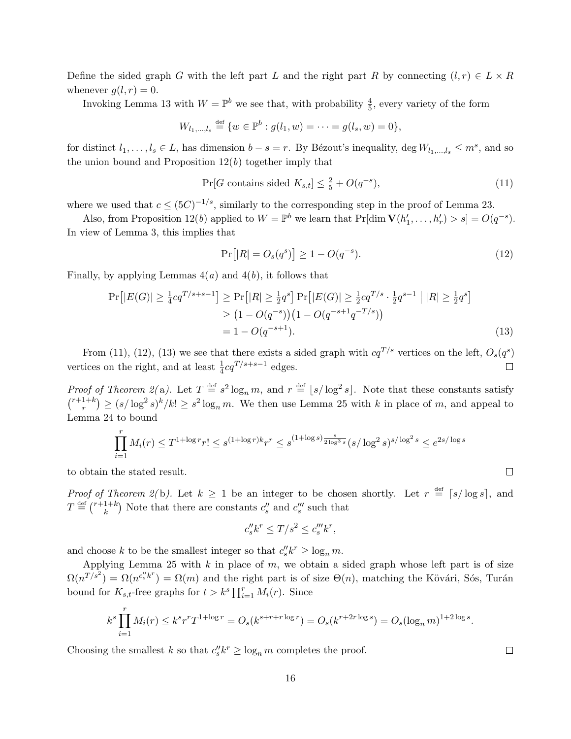Define the sided graph $G$ with the left part $L$ and the right part $R$ by connecting $(l, r) \in L \times R$ whenever $g(l, r) = 0$.

Invoking Lemma 13 with $W = \mathbb{P}^b$ we see that, with probability $\frac{4}{5}$, every variety of the form

$$W_{l_1,\dots,l_s} \stackrel{\text{def}}{=} \{w \in \mathbb{P}^b : g(l_1, w) = \dots = g(l_s, w) = 0\},$$

for distinct $l_1, \dots, l_s \in L$, has dimension $b - s = r$. By Bézout's inequality, $\deg W_{l_1,\dots,l_s} \leq m^s$, and so the union bound and Proposition 12(*b*) together imply that

$$\Pr[G \text{ contains sided } K_{s,t}] \leq \tfrac{2}{5} + O(q^{-s}), \tag{11}$$

where we used that $c \leq (5C)^{-1/s}$, similarly to the corresponding step in the proof of Lemma 23.

Also, from Proposition 12(*b*) applied to $W = \mathbb{P}^b$ we learn that $\Pr[\dim \mathbf{V}(h'_1, \dots, h'_r) > s] = O(q^{-s})$. In view of Lemma 3, this implies that

$$\Pr\bigl[|R| = O_s(q^s)\bigr] \geq 1 - O(q^{-s}). \tag{12}$$

Finally, by applying Lemmas 4(*a*) and 4(*b*), it follows that

$$\begin{aligned}
\Pr\bigl[|E(G)| \geq \tfrac{1}{4} c q^{T/s+s-1}\bigr] &\geq \Pr\bigl[|R| \geq \tfrac{1}{2} q^s\bigr] \Pr\bigl[|E(G)| \geq \tfrac{1}{2} c q^{T/s} \cdot \tfrac{1}{2} q^{s-1} \bigm| |R| \geq \tfrac{1}{2} q^s\bigr] \\
&\geq \bigl(1 - O(q^{-s})\bigr)\bigl(1 - O(q^{-s+1} q^{-T/s})\bigr) \\
&= 1 - O(q^{-s+1}).
\end{aligned} \tag{13}$$

From (11), (12), (13) we see that there exists a sided graph with $c q^{T/s}$ vertices on the left, $O_s(q^s)$ vertices on the right, and at least $\frac{1}{4} c q^{T/s+s-1}$ edges. $\square$

*Proof of Theorem 2(*a*).* Let $T \stackrel{\text{def}}{=} s^2 \log_n m$, and $r \stackrel{\text{def}}{=} \lfloor s/\log^2 s \rfloor$. Note that these constants satisfy $\binom{r+1+k}{r} \geq (s/\log^2 s)^k / k! \geq s^2 \log_n m$. We then use Lemma 25 with $k$ in place of $m$, and appeal to Lemma 24 to bound

$$\prod_{i=1}^{r} M_i(r) \leq T^{1+\log r} r! \leq s^{(1+\log r)k} r^r \leq s^{(1+\log s)\frac{s}{2\log^3 s}} (s/\log^2 s)^{s/\log^2 s} \leq e^{2s/\log s}$$

to obtain the stated result. $\square$

*Proof of Theorem 2(*b*).* Let $k \geq 1$ be an integer to be chosen shortly. Let $r \stackrel{\text{def}}{=} \lceil s/\log s \rceil$, and $T \stackrel{\text{def}}{=} \binom{r+1+k}{k}$ Note that there are constants $c''_s$ and $c'''_s$ such that

$$c''_s k^r \leq T/s^2 \leq c'''_s k^r,$$

and choose $k$ to be the smallest integer so that $c''_s k^r \geq \log_n m$.

Applying Lemma 25 with $k$ in place of $m$, we obtain a sided graph whose left part is of size $\Omega(n^{T/s^2}) = \Omega(n^{c''_s k^r}) = \Omega(m)$ and the right part is of size $\Theta(n)$, matching the Kővári, Sós, Turán bound for $K_{s,t}$-free graphs for $t > k^s \prod_{i=1}^{r} M_i(r)$. Since

$$k^s \prod_{i=1}^{r} M_i(r) \leq k^s r^r T^{1+\log r} = O_s(k^{s+r+r\log r}) = O_s(k^{r+2r\log s}) = O_s(\log_n m)^{1+2\log s}.$$

Choosing the smallest $k$ so that $c''_s k^r \geq \log_n m$ completes the proof. $\square$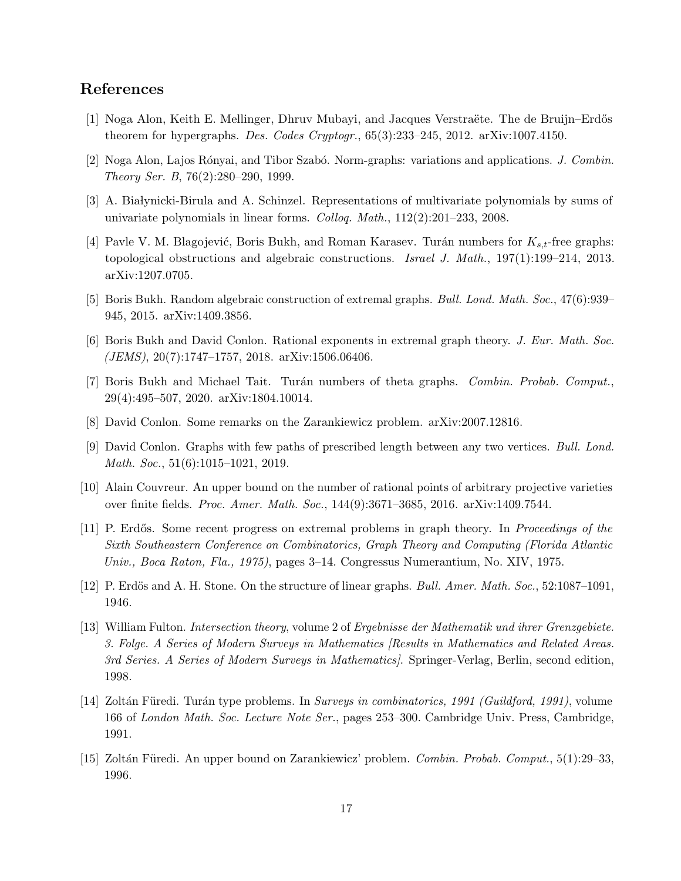## References

[1] Noga Alon, Keith E. Mellinger, Dhruv Mubayi, and Jacques Verstraëte. The de Bruijn–Erdős theorem for hypergraphs. *Des. Codes Cryptogr.*, 65(3):233–245, 2012. arXiv:1007.4150.

[2] Noga Alon, Lajos Rónyai, and Tibor Szabó. Norm-graphs: variations and applications. *J. Combin. Theory Ser. B*, 76(2):280–290, 1999.

[3] A. Białynicki-Birula and A. Schinzel. Representations of multivariate polynomials by sums of univariate polynomials in linear forms. *Colloq. Math.*, 112(2):201–233, 2008.

[4] Pavle V. M. Blagojević, Boris Bukh, and Roman Karasev. Turán numbers for $K_{s,t}$-free graphs: topological obstructions and algebraic constructions. *Israel J. Math.*, 197(1):199–214, 2013. arXiv:1207.0705.

[5] Boris Bukh. Random algebraic construction of extremal graphs. *Bull. Lond. Math. Soc.*, 47(6):939–945, 2015. arXiv:1409.3856.

[6] Boris Bukh and David Conlon. Rational exponents in extremal graph theory. *J. Eur. Math. Soc. (JEMS)*, 20(7):1747–1757, 2018. arXiv:1506.06406.

[7] Boris Bukh and Michael Tait. Turán numbers of theta graphs. *Combin. Probab. Comput.*, 29(4):495–507, 2020. arXiv:1804.10014.

[8] David Conlon. Some remarks on the Zarankiewicz problem. arXiv:2007.12816.

[9] David Conlon. Graphs with few paths of prescribed length between any two vertices. *Bull. Lond. Math. Soc.*, 51(6):1015–1021, 2019.

[10] Alain Couvreur. An upper bound on the number of rational points of arbitrary projective varieties over finite fields. *Proc. Amer. Math. Soc.*, 144(9):3671–3685, 2016. arXiv:1409.7544.

[11] P. Erdős. Some recent progress on extremal problems in graph theory. In *Proceedings of the Sixth Southeastern Conference on Combinatorics, Graph Theory and Computing (Florida Atlantic Univ., Boca Raton, Fla., 1975)*, pages 3–14. Congressus Numerantium, No. XIV, 1975.

[12] P. Erdös and A. H. Stone. On the structure of linear graphs. *Bull. Amer. Math. Soc.*, 52:1087–1091, 1946.

[13] William Fulton. *Intersection theory*, volume 2 of *Ergebnisse der Mathematik und ihrer Grenzgebiete. 3. Folge. A Series of Modern Surveys in Mathematics [Results in Mathematics and Related Areas. 3rd Series. A Series of Modern Surveys in Mathematics]*. Springer-Verlag, Berlin, second edition, 1998.

[14] Zoltán Füredi. Turán type problems. In *Surveys in combinatorics, 1991 (Guildford, 1991)*, volume 166 of *London Math. Soc. Lecture Note Ser.*, pages 253–300. Cambridge Univ. Press, Cambridge, 1991.

[15] Zoltán Füredi. An upper bound on Zarankiewicz' problem. *Combin. Probab. Comput.*, 5(1):29–33, 1996.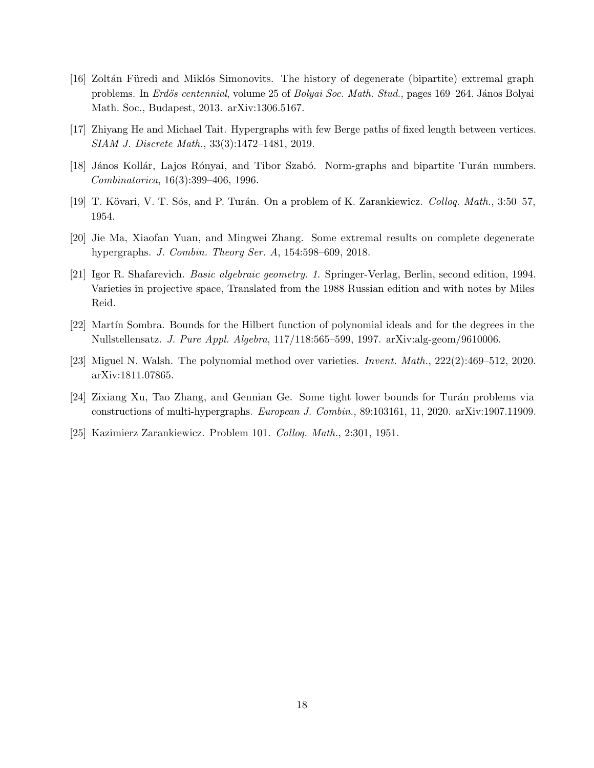[16] Zoltán Füredi and Miklós Simonovits. The history of degenerate (bipartite) extremal graph problems. In *Erdös centennial*, volume 25 of *Bolyai Soc. Math. Stud.*, pages 169–264. János Bolyai Math. Soc., Budapest, 2013. arXiv:1306.5167.

[17] Zhiyang He and Michael Tait. Hypergraphs with few Berge paths of fixed length between vertices. *SIAM J. Discrete Math.*, 33(3):1472–1481, 2019.

[18] János Kollár, Lajos Rónyai, and Tibor Szabó. Norm-graphs and bipartite Turán numbers. *Combinatorica*, 16(3):399–406, 1996.

[19] T. Kövari, V. T. Sós, and P. Turán. On a problem of K. Zarankiewicz. *Colloq. Math.*, 3:50–57, 1954.

[20] Jie Ma, Xiaofan Yuan, and Mingwei Zhang. Some extremal results on complete degenerate hypergraphs. *J. Combin. Theory Ser. A*, 154:598–609, 2018.

[21] Igor R. Shafarevich. *Basic algebraic geometry. 1.* Springer-Verlag, Berlin, second edition, 1994. Varieties in projective space, Translated from the 1988 Russian edition and with notes by Miles Reid.

[22] Martín Sombra. Bounds for the Hilbert function of polynomial ideals and for the degrees in the Nullstellensatz. *J. Pure Appl. Algebra*, 117/118:565–599, 1997. arXiv:alg-geom/9610006.

[23] Miguel N. Walsh. The polynomial method over varieties. *Invent. Math.*, 222(2):469–512, 2020. arXiv:1811.07865.

[24] Zixiang Xu, Tao Zhang, and Gennian Ge. Some tight lower bounds for Turán problems via constructions of multi-hypergraphs. *European J. Combin.*, 89:103161, 11, 2020. arXiv:1907.11909.

[25] Kazimierz Zarankiewicz. Problem 101. *Colloq. Math.*, 2:301, 1951.